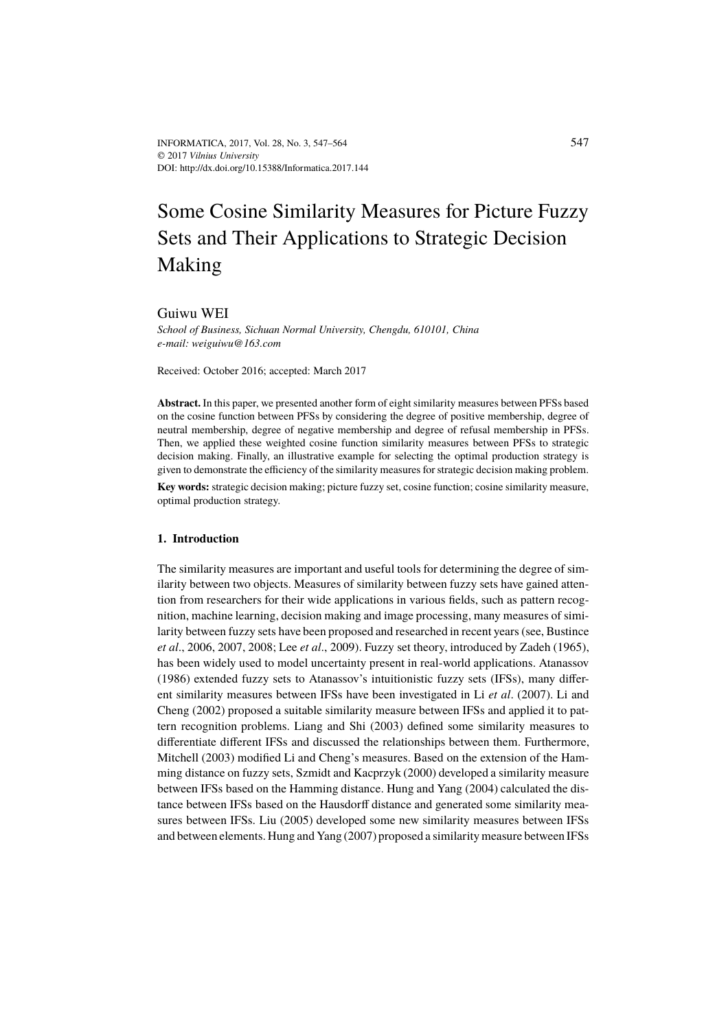# Some Cosine Similarity Measures for Picture Fuzzy Sets and Their Applications to Strategic Decision Making

Guiwu WEI

*School of Business, Sichuan Normal University, Chengdu, 610101, China*
*e-mail: weiguiwu@163.com*

Received: October 2016; accepted: March 2017

**Abstract.** In this paper, we presented another form of eight similarity measures between PFSs based on the cosine function between PFSs by considering the degree of positive membership, degree of neutral membership, degree of negative membership and degree of refusal membership in PFSs. Then, we applied these weighted cosine function similarity measures between PFSs to strategic decision making. Finally, an illustrative example for selecting the optimal production strategy is given to demonstrate the efficiency of the similarity measures for strategic decision making problem.

**Key words:** strategic decision making; picture fuzzy set, cosine function; cosine similarity measure, optimal production strategy.

## 1. Introduction

The similarity measures are important and useful tools for determining the degree of similarity between two objects. Measures of similarity between fuzzy sets have gained attention from researchers for their wide applications in various fields, such as pattern recognition, machine learning, decision making and image processing, many measures of similarity between fuzzy sets have been proposed and researched in recent years (see, Bustince *et al*., 2006, 2007, 2008; Lee *et al*., 2009). Fuzzy set theory, introduced by Zadeh (1965), has been widely used to model uncertainty present in real-world applications. Atanassov (1986) extended fuzzy sets to Atanassov's intuitionistic fuzzy sets (IFSs), many different similarity measures between IFSs have been investigated in Li *et al*. (2007). Li and Cheng (2002) proposed a suitable similarity measure between IFSs and applied it to pattern recognition problems. Liang and Shi (2003) defined some similarity measures to differentiate different IFSs and discussed the relationships between them. Furthermore, Mitchell (2003) modified Li and Cheng's measures. Based on the extension of the Hamming distance on fuzzy sets, Szmidt and Kacprzyk (2000) developed a similarity measure between IFSs based on the Hamming distance. Hung and Yang (2004) calculated the distance between IFSs based on the Hausdorff distance and generated some similarity measures between IFSs. Liu (2005) developed some new similarity measures between IFSs and between elements. Hung and Yang (2007) proposed a similarity measure between IFSs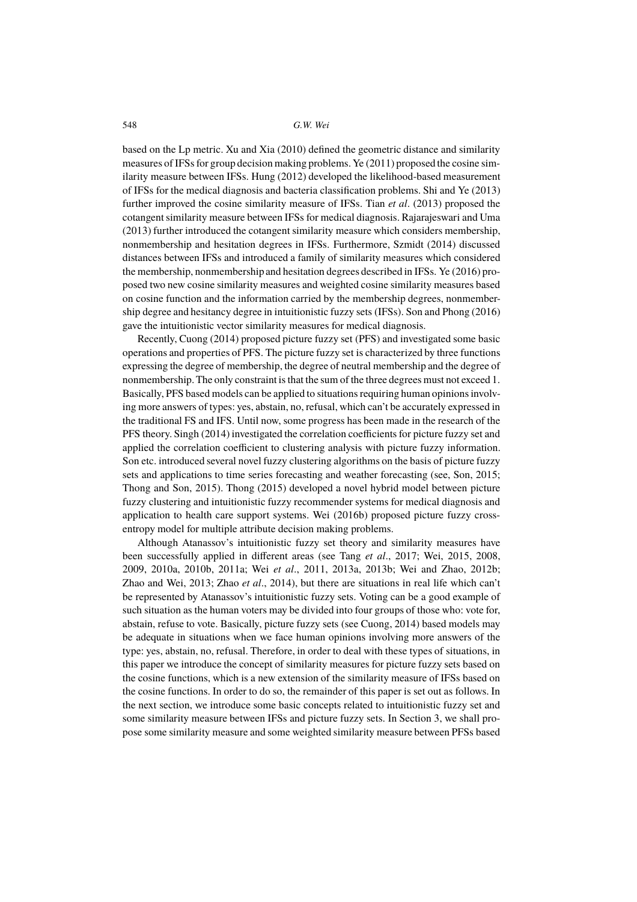based on the Lp metric. Xu and Xia (2010) defined the geometric distance and similarity measures of IFSs for group decision making problems. Ye (2011) proposed the cosine similarity measure between IFSs. Hung (2012) developed the likelihood-based measurement of IFSs for the medical diagnosis and bacteria classification problems. Shi and Ye (2013) further improved the cosine similarity measure of IFSs. Tian *et al*. (2013) proposed the cotangent similarity measure between IFSs for medical diagnosis. Rajarajeswari and Uma (2013) further introduced the cotangent similarity measure which considers membership, nonmembership and hesitation degrees in IFSs. Furthermore, Szmidt (2014) discussed distances between IFSs and introduced a family of similarity measures which considered the membership, nonmembership and hesitation degrees described in IFSs. Ye (2016) proposed two new cosine similarity measures and weighted cosine similarity measures based on cosine function and the information carried by the membership degrees, nonmembership degree and hesitancy degree in intuitionistic fuzzy sets (IFSs). Son and Phong (2016) gave the intuitionistic vector similarity measures for medical diagnosis.

Recently, Cuong (2014) proposed picture fuzzy set (PFS) and investigated some basic operations and properties of PFS. The picture fuzzy set is characterized by three functions expressing the degree of membership, the degree of neutral membership and the degree of nonmembership. The only constraint is that the sum of the three degrees must not exceed 1. Basically, PFS based models can be applied to situations requiring human opinions involving more answers of types: yes, abstain, no, refusal, which can't be accurately expressed in the traditional FS and IFS. Until now, some progress has been made in the research of the PFS theory. Singh (2014) investigated the correlation coefficients for picture fuzzy set and applied the correlation coefficient to clustering analysis with picture fuzzy information. Son etc. introduced several novel fuzzy clustering algorithms on the basis of picture fuzzy sets and applications to time series forecasting and weather forecasting (see, Son, 2015; Thong and Son, 2015). Thong (2015) developed a novel hybrid model between picture fuzzy clustering and intuitionistic fuzzy recommender systems for medical diagnosis and application to health care support systems. Wei (2016b) proposed picture fuzzy cross-entropy model for multiple attribute decision making problems.

Although Atanassov's intuitionistic fuzzy set theory and similarity measures have been successfully applied in different areas (see Tang *et al*., 2017; Wei, 2015, 2008, 2009, 2010a, 2010b, 2011a; Wei *et al*., 2011, 2013a, 2013b; Wei and Zhao, 2012b; Zhao and Wei, 2013; Zhao *et al*., 2014), but there are situations in real life which can't be represented by Atanassov's intuitionistic fuzzy sets. Voting can be a good example of such situation as the human voters may be divided into four groups of those who: vote for, abstain, refuse to vote. Basically, picture fuzzy sets (see Cuong, 2014) based models may be adequate in situations when we face human opinions involving more answers of the type: yes, abstain, no, refusal. Therefore, in order to deal with these types of situations, in this paper we introduce the concept of similarity measures for picture fuzzy sets based on the cosine functions, which is a new extension of the similarity measure of IFSs based on the cosine functions. In order to do so, the remainder of this paper is set out as follows. In the next section, we introduce some basic concepts related to intuitionistic fuzzy set and some similarity measure between IFSs and picture fuzzy sets. In Section 3, we shall propose some similarity measure and some weighted similarity measure between PFSs based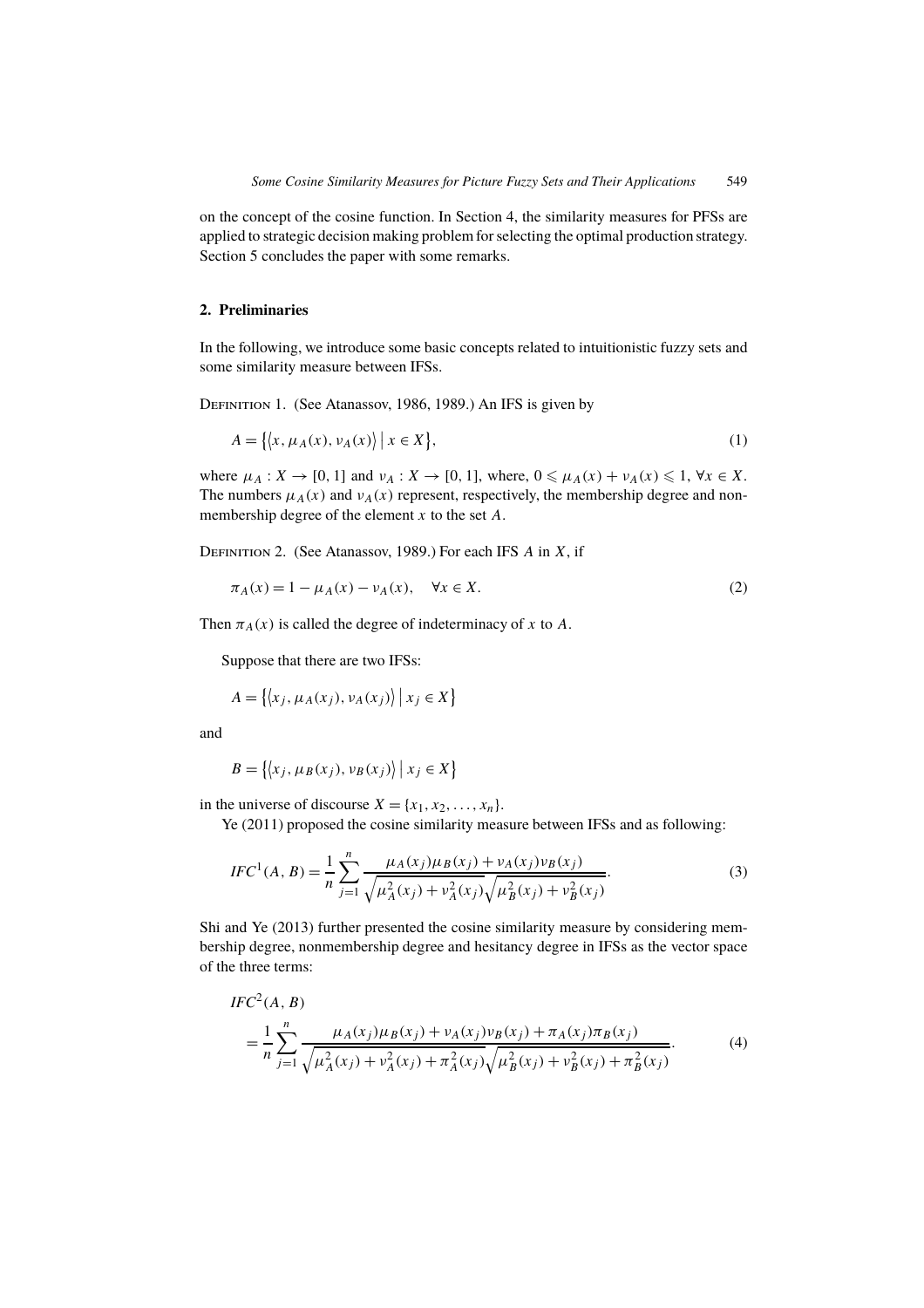on the concept of the cosine function. In Section 4, the similarity measures for PFSs are applied to strategic decision making problem for selecting the optimal production strategy. Section 5 concludes the paper with some remarks.

## 2. Preliminaries

In the following, we introduce some basic concepts related to intuitionistic fuzzy sets and some similarity measure between IFSs.

Definition 1. (See Atanassov, 1986, 1989.) An IFS is given by

$$A = \{\langle x, \mu_A(x), \nu_A(x)\rangle \mid x \in X\}, \tag{1}$$

where $\mu_A : X \to [0, 1]$ and $\nu_A : X \to [0, 1]$, where, $0 \leqslant \mu_A(x) + \nu_A(x) \leqslant 1$, $\forall x \in X$. The numbers $\mu_A(x)$ and $\nu_A(x)$ represent, respectively, the membership degree and nonmembership degree of the element $x$ to the set $A$.

Definition 2. (See Atanassov, 1989.) For each IFS $A$ in $X$, if

$$\pi_A(x) = 1 - \mu_A(x) - \nu_A(x), \quad \forall x \in X. \tag{2}$$

Then $\pi_A(x)$ is called the degree of indeterminacy of $x$ to $A$.

Suppose that there are two IFSs:

$$A = \{\langle x_j, \mu_A(x_j), \nu_A(x_j)\rangle \mid x_j \in X\}$$

and

$$B = \{\langle x_j, \mu_B(x_j), \nu_B(x_j)\rangle \mid x_j \in X\}$$

in the universe of discourse $X = \{x_1, x_2, \dots, x_n\}$.

Ye (2011) proposed the cosine similarity measure between IFSs and as following:

$$IFC^1(A, B) = \frac{1}{n}\sum_{j=1}^{n} \frac{\mu_A(x_j)\mu_B(x_j) + \nu_A(x_j)\nu_B(x_j)}{\sqrt{\mu_A^2(x_j) + \nu_A^2(x_j)}\sqrt{\mu_B^2(x_j) + \nu_B^2(x_j)}}. \tag{3}$$

Shi and Ye (2013) further presented the cosine similarity measure by considering membership degree, nonmembership degree and hesitancy degree in IFSs as the vector space of the three terms:

$$IFC^2(A, B) = \frac{1}{n}\sum_{j=1}^{n} \frac{\mu_A(x_j)\mu_B(x_j) + \nu_A(x_j)\nu_B(x_j) + \pi_A(x_j)\pi_B(x_j)}{\sqrt{\mu_A^2(x_j) + \nu_A^2(x_j) + \pi_A^2(x_j)}\sqrt{\mu_B^2(x_j) + \nu_B^2(x_j) + \pi_B^2(x_j)}}. \tag{4}$$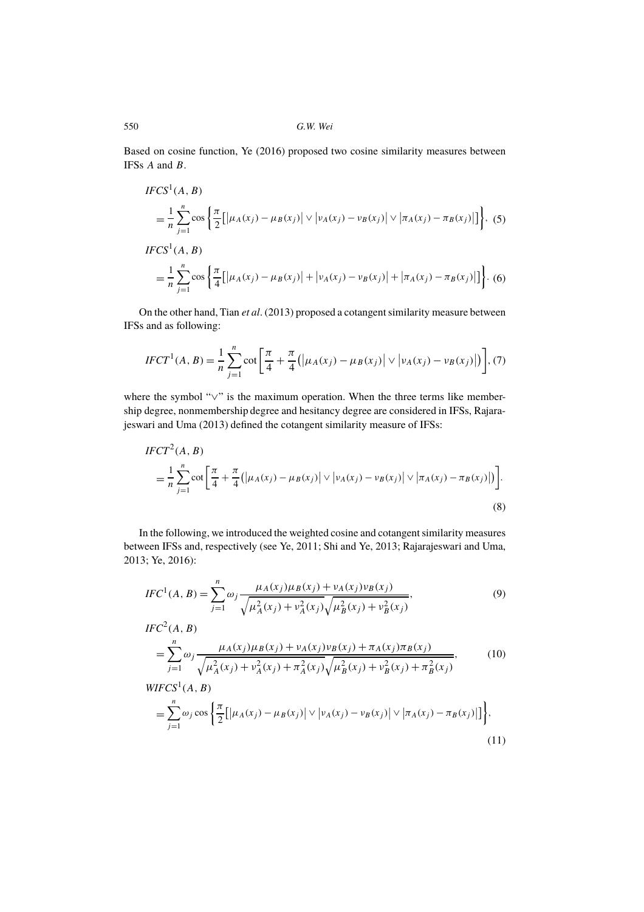Based on cosine function, Ye (2016) proposed two cosine similarity measures between IFSs $A$ and $B$.

$$
\begin{aligned}
& IFCS^1(A, B) \\
& = \frac{1}{n} \sum_{j=1}^{n} \cos \left\{ \frac{\pi}{2} \left[ \left| \mu_A(x_j) - \mu_B(x_j) \right| \vee \left| \nu_A(x_j) - \nu_B(x_j) \right| \vee \left| \pi_A(x_j) - \pi_B(x_j) \right| \right] \right\}, \quad (5)
\end{aligned}
$$

$$
\begin{aligned}
& IFCS^1(A, B) \\
& = \frac{1}{n} \sum_{j=1}^{n} \cos \left\{ \frac{\pi}{4} \left[ \left| \mu_A(x_j) - \mu_B(x_j) \right| + \left| \nu_A(x_j) - \nu_B(x_j) \right| + \left| \pi_A(x_j) - \pi_B(x_j) \right| \right] \right\}. \quad (6)
\end{aligned}
$$

On the other hand, Tian *et al*. (2013) proposed a cotangent similarity measure between IFSs and as following:

$$
IFCT^1(A, B) = \frac{1}{n} \sum_{j=1}^{n} \cot \left[ \frac{\pi}{4} + \frac{\pi}{4} \left( \left| \mu_A(x_j) - \mu_B(x_j) \right| \vee \left| \nu_A(x_j) - \nu_B(x_j) \right| \right) \right], \quad (7)
$$

where the symbol "$\vee$" is the maximum operation. When the three terms like membership degree, nonmembership degree and hesitancy degree are considered in IFSs, Rajarajeswari and Uma (2013) defined the cotangent similarity measure of IFSs:

$$
\begin{aligned}
& IFCT^2(A, B) \\
& = \frac{1}{n} \sum_{j=1}^{n} \cot \left[ \frac{\pi}{4} + \frac{\pi}{4} \left( \left| \mu_A(x_j) - \mu_B(x_j) \right| \vee \left| \nu_A(x_j) - \nu_B(x_j) \right| \vee \left| \pi_A(x_j) - \pi_B(x_j) \right| \right) \right]. \\
& \qquad \qquad \qquad \qquad \qquad \qquad \qquad \qquad \qquad \qquad \qquad \qquad \qquad \qquad (8)
\end{aligned}
$$

In the following, we introduced the weighted cosine and cotangent similarity measures between IFSs and, respectively (see Ye, 2011; Shi and Ye, 2013; Rajarajeswari and Uma, 2013; Ye, 2016):

$$
IFC^1(A, B) = \sum_{j=1}^{n} \omega_j \frac{\mu_A(x_j)\mu_B(x_j) + \nu_A(x_j)\nu_B(x_j)}{\sqrt{\mu_A^2(x_j) + \nu_A^2(x_j)} \sqrt{\mu_B^2(x_j) + \nu_B^2(x_j)}}, \quad (9)
$$

$$
\begin{aligned}
& IFC^2(A, B) \\
& = \sum_{j=1}^{n} \omega_j \frac{\mu_A(x_j)\mu_B(x_j) + \nu_A(x_j)\nu_B(x_j) + \pi_A(x_j)\pi_B(x_j)}{\sqrt{\mu_A^2(x_j) + \nu_A^2(x_j) + \pi_A^2(x_j)} \sqrt{\mu_B^2(x_j) + \nu_B^2(x_j) + \pi_B^2(x_j)}}, \quad (10)
\end{aligned}
$$

$$
\begin{aligned}
& WIFCS^1(A, B) \\
& = \sum_{j=1}^{n} \omega_j \cos \left\{ \frac{\pi}{2} \left[ \left| \mu_A(x_j) - \mu_B(x_j) \right| \vee \left| \nu_A(x_j) - \nu_B(x_j) \right| \vee \left| \pi_A(x_j) - \pi_B(x_j) \right| \right] \right\}, \\
& \qquad \qquad \qquad \qquad \qquad \qquad \qquad \qquad \qquad \qquad \qquad \qquad \qquad \qquad (11)
\end{aligned}
$$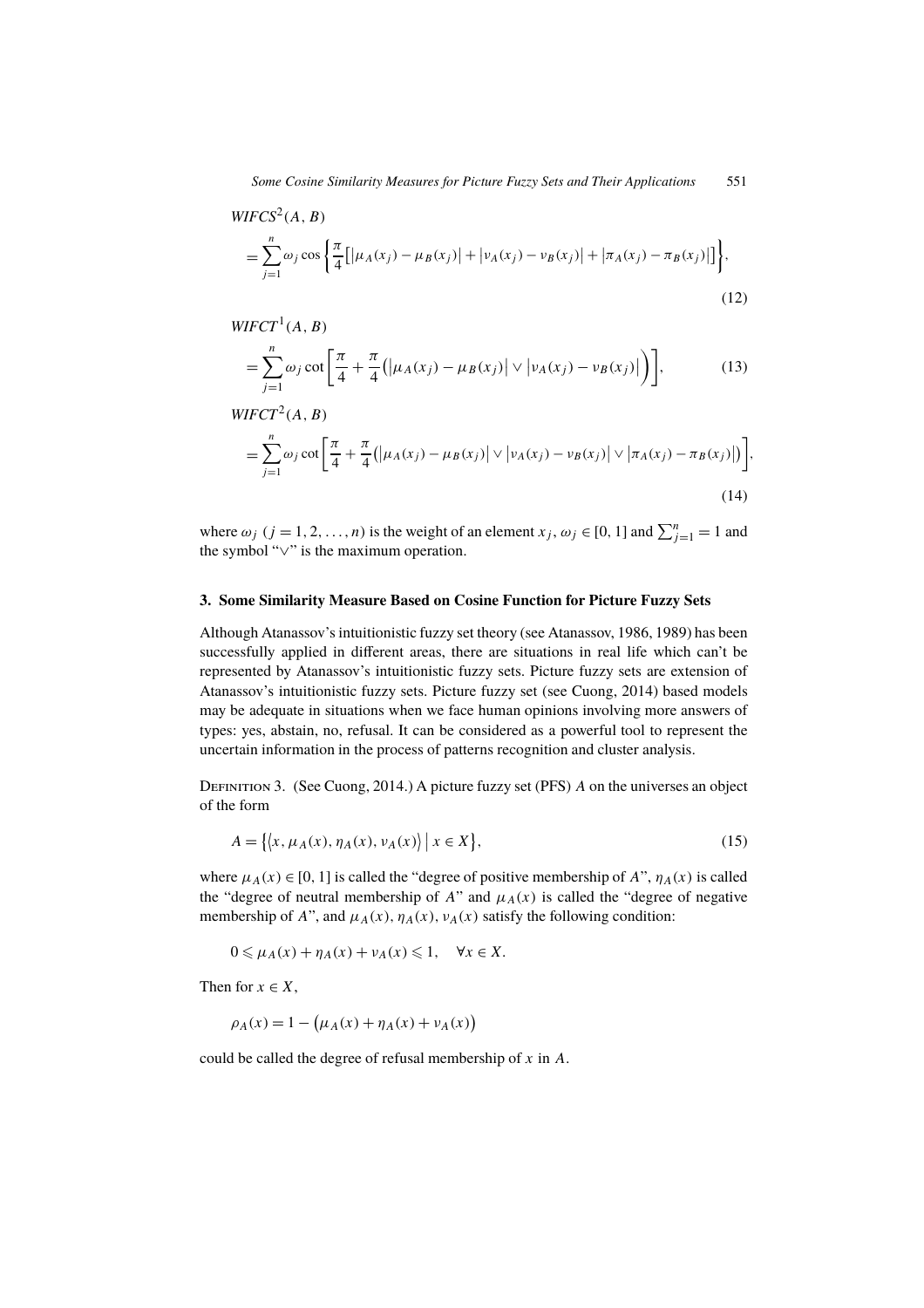$$WIFCS^2(A,B) = \sum_{j=1}^{n} \omega_j \cos\left\{\frac{\pi}{4}\left[\left|\mu_A(x_j)-\mu_B(x_j)\right| + \left|\nu_A(x_j)-\nu_B(x_j)\right| + \left|\pi_A(x_j)-\pi_B(x_j)\right|\right]\right\}, \tag{12}$$

$$WIFCT^1(A,B) = \sum_{j=1}^{n} \omega_j \cot\left[\frac{\pi}{4} + \frac{\pi}{4}\left(\left|\mu_A(x_j)-\mu_B(x_j)\right| \vee \left|\nu_A(x_j)-\nu_B(x_j)\right|\right)\right], \tag{13}$$

$$WIFCT^2(A,B) = \sum_{j=1}^{n} \omega_j \cot\left[\frac{\pi}{4} + \frac{\pi}{4}\left(\left|\mu_A(x_j)-\mu_B(x_j)\right| \vee \left|\nu_A(x_j)-\nu_B(x_j)\right| \vee \left|\pi_A(x_j)-\pi_B(x_j)\right|\right)\right], \tag{14}$$

where $\omega_j$ $(j = 1, 2, \ldots, n)$ is the weight of an element $x_j$, $\omega_j \in [0, 1]$ and $\sum_{j=1}^{n} = 1$ and the symbol "$\vee$" is the maximum operation.

## 3. Some Similarity Measure Based on Cosine Function for Picture Fuzzy Sets

Although Atanassov's intuitionistic fuzzy set theory (see Atanassov, 1986, 1989) has been successfully applied in different areas, there are situations in real life which can't be represented by Atanassov's intuitionistic fuzzy sets. Picture fuzzy sets are extension of Atanassov's intuitionistic fuzzy sets. Picture fuzzy set (see Cuong, 2014) based models may be adequate in situations when we face human opinions involving more answers of types: yes, abstain, no, refusal. It can be considered as a powerful tool to represent the uncertain information in the process of patterns recognition and cluster analysis.

Definition 3. (See Cuong, 2014.) A picture fuzzy set (PFS) $A$ on the universes an object of the form

$$A = \left\{\left\langle x, \mu_A(x), \eta_A(x), \nu_A(x)\right\rangle \,\middle|\, x \in X\right\}, \tag{15}$$

where $\mu_A(x) \in [0, 1]$ is called the "degree of positive membership of $A$", $\eta_A(x)$ is called the "degree of neutral membership of $A$" and $\mu_A(x)$ is called the "degree of negative membership of $A$", and $\mu_A(x), \eta_A(x), \nu_A(x)$ satisfy the following condition:

$$0 \leqslant \mu_A(x) + \eta_A(x) + \nu_A(x) \leqslant 1, \quad \forall x \in X.$$

Then for $x \in X$,

$$\rho_A(x) = 1 - \left(\mu_A(x) + \eta_A(x) + \nu_A(x)\right)$$

could be called the degree of refusal membership of $x$ in $A$.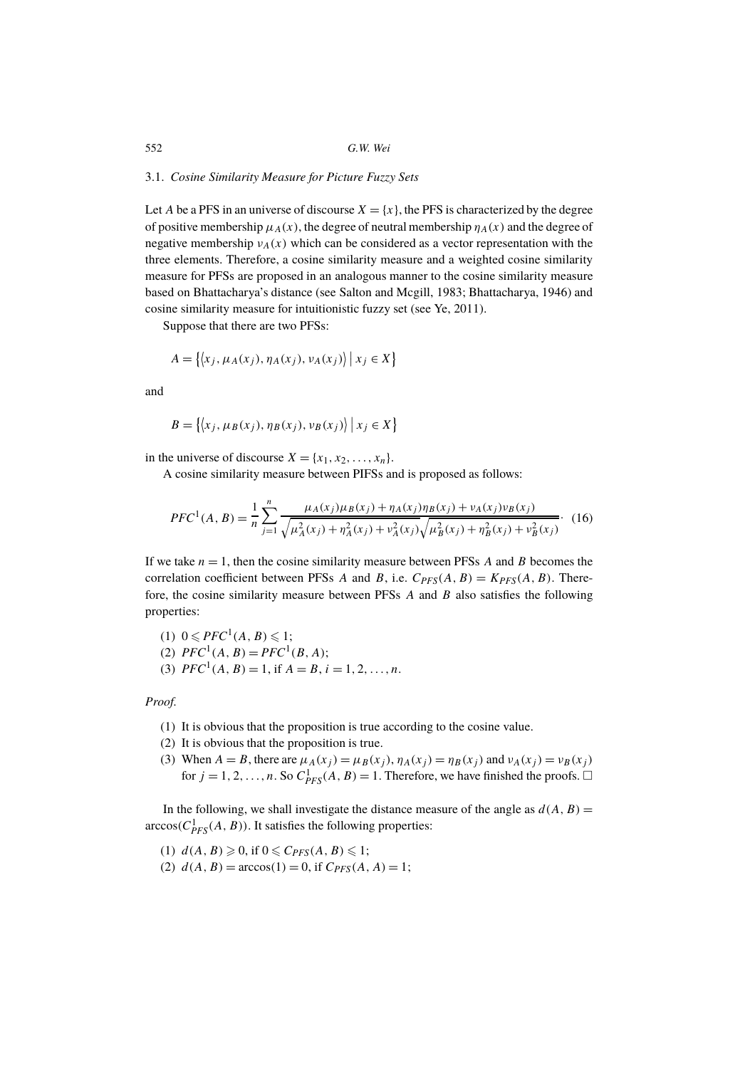### 3.1. *Cosine Similarity Measure for Picture Fuzzy Sets*

Let $A$ be a PFS in an universe of discourse $X = \{x\}$, the PFS is characterized by the degree of positive membership $\mu_A(x)$, the degree of neutral membership $\eta_A(x)$ and the degree of negative membership $\nu_A(x)$ which can be considered as a vector representation with the three elements. Therefore, a cosine similarity measure and a weighted cosine similarity measure for PFSs are proposed in an analogous manner to the cosine similarity measure based on Bhattacharya's distance (see Salton and Mcgill, 1983; Bhattacharya, 1946) and cosine similarity measure for intuitionistic fuzzy set (see Ye, 2011).

Suppose that there are two PFSs:

$$A = \{\langle x_j, \mu_A(x_j), \eta_A(x_j), \nu_A(x_j)\rangle \mid x_j \in X\}$$

and

$$B = \{\langle x_j, \mu_B(x_j), \eta_B(x_j), \nu_B(x_j)\rangle \mid x_j \in X\}$$

in the universe of discourse $X = \{x_1, x_2, \ldots, x_n\}$.

A cosine similarity measure between PIFSs and is proposed as follows:

$$PFC^1(A, B) = \frac{1}{n}\sum_{j=1}^{n} \frac{\mu_A(x_j)\mu_B(x_j) + \eta_A(x_j)\eta_B(x_j) + \nu_A(x_j)\nu_B(x_j)}{\sqrt{\mu_A^2(x_j) + \eta_A^2(x_j) + \nu_A^2(x_j)}\sqrt{\mu_B^2(x_j) + \eta_B^2(x_j) + \nu_B^2(x_j)}}. \quad (16)$$

If we take $n = 1$, then the cosine similarity measure between PFSs $A$ and $B$ becomes the correlation coefficient between PFSs $A$ and $B$, i.e. $C_{PFS}(A, B) = K_{PFS}(A, B)$. Therefore, the cosine similarity measure between PFSs $A$ and $B$ also satisfies the following properties:

(1) $0 \leqslant PFC^1(A, B) \leqslant 1$;
(2) $PFC^1(A, B) = PFC^1(B, A)$;
(3) $PFC^1(A, B) = 1$, if $A = B$, $i = 1, 2, \ldots, n$.

*Proof.*

(1) It is obvious that the proposition is true according to the cosine value.
(2) It is obvious that the proposition is true.
(3) When $A = B$, there are $\mu_A(x_j) = \mu_B(x_j)$, $\eta_A(x_j) = \eta_B(x_j)$ and $\nu_A(x_j) = \nu_B(x_j)$ for $j = 1, 2, \ldots, n$. So $C^1_{PFS}(A, B) = 1$. Therefore, we have finished the proofs. □

In the following, we shall investigate the distance measure of the angle as $d(A, B) = \arccos(C^1_{PFS}(A, B))$. It satisfies the following properties:

(1) $d(A, B) \geqslant 0$, if $0 \leqslant C_{PFS}(A, B) \leqslant 1$;
(2) $d(A, B) = \arccos(1) = 0$, if $C_{PFS}(A, A) = 1$;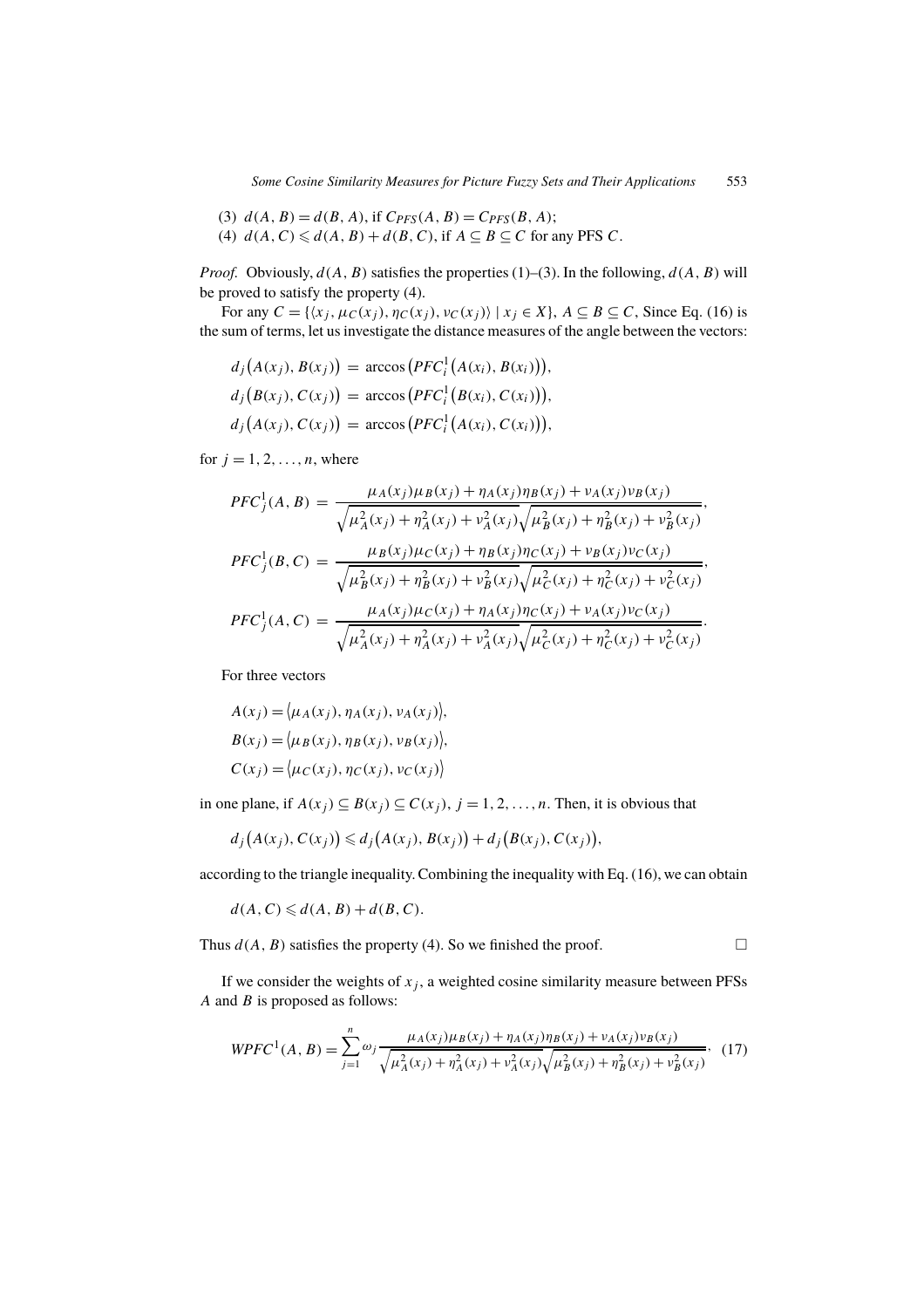(3) $d(A,B) = d(B,A)$, if $C_{PFS}(A,B) = C_{PFS}(B,A)$;

(4) $d(A,C) \leqslant d(A,B) + d(B,C)$, if $A \subseteq B \subseteq C$ for any PFS $C$.

*Proof.* Obviously, $d(A,B)$ satisfies the properties (1)–(3). In the following, $d(A,B)$ will be proved to satisfy the property (4).

For any $C = \{\langle x_j, \mu_C(x_j), \eta_C(x_j), \nu_C(x_j)\rangle \mid x_j \in X\}$, $A \subseteq B \subseteq C$, Since Eq. (16) is the sum of terms, let us investigate the distance measures of the angle between the vectors:

$$d_j\big(A(x_j), B(x_j)\big) = \arccos\big(PFC_i^1\big(A(x_i), B(x_i)\big)\big),$$
$$d_j\big(B(x_j), C(x_j)\big) = \arccos\big(PFC_i^1\big(B(x_i), C(x_i)\big)\big),$$
$$d_j\big(A(x_j), C(x_j)\big) = \arccos\big(PFC_i^1\big(A(x_i), C(x_i)\big)\big),$$

for $j = 1, 2, \ldots, n$, where

$$PFC_j^1(A,B) = \frac{\mu_A(x_j)\mu_B(x_j) + \eta_A(x_j)\eta_B(x_j) + \nu_A(x_j)\nu_B(x_j)}{\sqrt{\mu_A^2(x_j) + \eta_A^2(x_j) + \nu_A^2(x_j)}\sqrt{\mu_B^2(x_j) + \eta_B^2(x_j) + \nu_B^2(x_j)}},$$
$$PFC_j^1(B,C) = \frac{\mu_B(x_j)\mu_C(x_j) + \eta_B(x_j)\eta_C(x_j) + \nu_B(x_j)\nu_C(x_j)}{\sqrt{\mu_B^2(x_j) + \eta_B^2(x_j) + \nu_B^2(x_j)}\sqrt{\mu_C^2(x_j) + \eta_C^2(x_j) + \nu_C^2(x_j)}},$$
$$PFC_j^1(A,C) = \frac{\mu_A(x_j)\mu_C(x_j) + \eta_A(x_j)\eta_C(x_j) + \nu_A(x_j)\nu_C(x_j)}{\sqrt{\mu_A^2(x_j) + \eta_A^2(x_j) + \nu_A^2(x_j)}\sqrt{\mu_C^2(x_j) + \eta_C^2(x_j) + \nu_C^2(x_j)}}.$$

For three vectors

$$A(x_j) = \big\langle \mu_A(x_j), \eta_A(x_j), \nu_A(x_j)\big\rangle,$$
$$B(x_j) = \big\langle \mu_B(x_j), \eta_B(x_j), \nu_B(x_j)\big\rangle,$$
$$C(x_j) = \big\langle \mu_C(x_j), \eta_C(x_j), \nu_C(x_j)\big\rangle$$

in one plane, if $A(x_j) \subseteq B(x_j) \subseteq C(x_j)$, $j = 1, 2, \ldots, n$. Then, it is obvious that

$$d_j\big(A(x_j), C(x_j)\big) \leqslant d_j\big(A(x_j), B(x_j)\big) + d_j\big(B(x_j), C(x_j)\big),$$

according to the triangle inequality. Combining the inequality with Eq. (16), we can obtain

$$d(A,C) \leqslant d(A,B) + d(B,C).$$

Thus $d(A,B)$ satisfies the property (4). So we finished the proof. $\square$

If we consider the weights of $x_j$, a weighted cosine similarity measure between PFSs $A$ and $B$ is proposed as follows:

$$WPFC^1(A,B) = \sum_{j=1}^{n} \omega_j \frac{\mu_A(x_j)\mu_B(x_j) + \eta_A(x_j)\eta_B(x_j) + \nu_A(x_j)\nu_B(x_j)}{\sqrt{\mu_A^2(x_j) + \eta_A^2(x_j) + \nu_A^2(x_j)}\sqrt{\mu_B^2(x_j) + \eta_B^2(x_j) + \nu_B^2(x_j)}}, \quad (17)$$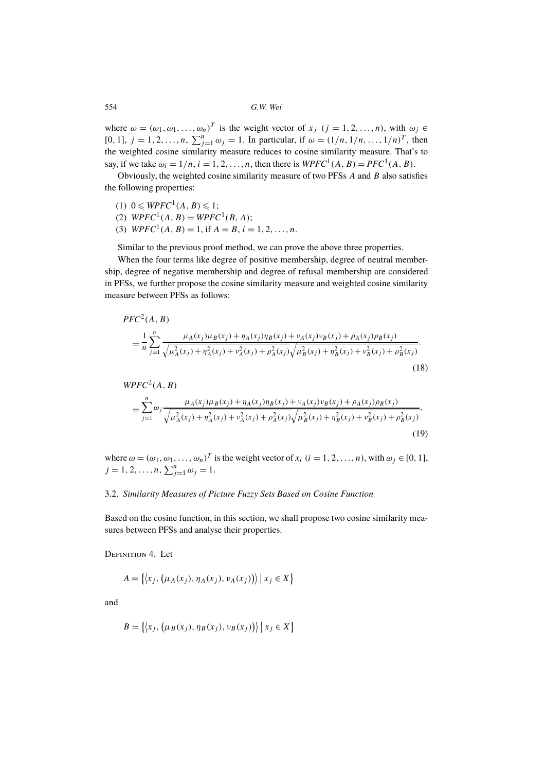where $\omega = (\omega_1, \omega_1, \ldots, \omega_n)^T$ is the weight vector of $x_j$ $(j = 1, 2, \ldots, n)$, with $\omega_j \in [0, 1]$, $j = 1, 2, \ldots, n$, $\sum_{j=1}^{n} \omega_j = 1$. In particular, if $\omega = (1/n, 1/n, \ldots, 1/n)^T$, then the weighted cosine similarity measure reduces to cosine similarity measure. That's to say, if we take $\omega_i = 1/n$, $i = 1, 2, \ldots, n$, then there is $WPFC^1(A, B) = PFC^1(A, B)$.

Obviously, the weighted cosine similarity measure of two PFSs $A$ and $B$ also satisfies the following properties:

(1) $0 \leqslant WPFC^1(A, B) \leqslant 1$;
(2) $WPFC^1(A, B) = WPFC^1(B, A)$;
(3) $WPFC^1(A, B) = 1$, if $A = B$, $i = 1, 2, \ldots, n$.

Similar to the previous proof method, we can prove the above three properties.

When the four terms like degree of positive membership, degree of neutral membership, degree of negative membership and degree of refusal membership are considered in PFSs, we further propose the cosine similarity measure and weighted cosine similarity measure between PFSs as follows:

$$PFC^2(A, B) = \frac{1}{n} \sum_{j=1}^{n} \frac{\mu_A(x_j)\mu_B(x_j) + \eta_A(x_j)\eta_B(x_j) + \nu_A(x_j)\nu_B(x_j) + \rho_A(x_j)\rho_B(x_j)}{\sqrt{\mu_A^2(x_j) + \eta_A^2(x_j) + \nu_A^2(x_j) + \rho_A^2(x_j)}\sqrt{\mu_B^2(x_j) + \eta_B^2(x_j) + \nu_B^2(x_j) + \rho_B^2(x_j)}}, \tag{18}$$

$$WPFC^2(A, B) = \sum_{j=1}^{n} \omega_j \frac{\mu_A(x_j)\mu_B(x_j) + \eta_A(x_j)\eta_B(x_j) + \nu_A(x_j)\nu_B(x_j) + \rho_A(x_j)\rho_B(x_j)}{\sqrt{\mu_A^2(x_j) + \eta_A^2(x_j) + \nu_A^2(x_j) + \rho_A^2(x_j)}\sqrt{\mu_B^2(x_j) + \eta_B^2(x_j) + \nu_B^2(x_j) + \rho_B^2(x_j)}}, \tag{19}$$

where $\omega = (\omega_1, \omega_1, \ldots, \omega_n)^T$ is the weight vector of $x_i$ $(i = 1, 2, \ldots, n)$, with $\omega_j \in [0, 1]$, $j = 1, 2, \ldots, n$, $\sum_{j=1}^{n} \omega_j = 1$.

### 3.2. *Similarity Measures of Picture Fuzzy Sets Based on Cosine Function*

Based on the cosine function, in this section, we shall propose two cosine similarity measures between PFSs and analyse their properties.

Definition 4. Let

$$A = \{\langle x_j, (\mu_A(x_j), \eta_A(x_j), \nu_A(x_j))\rangle \mid x_j \in X\}$$

and

$$B = \{\langle x_j, (\mu_B(x_j), \eta_B(x_j), \nu_B(x_j))\rangle \mid x_j \in X\}$$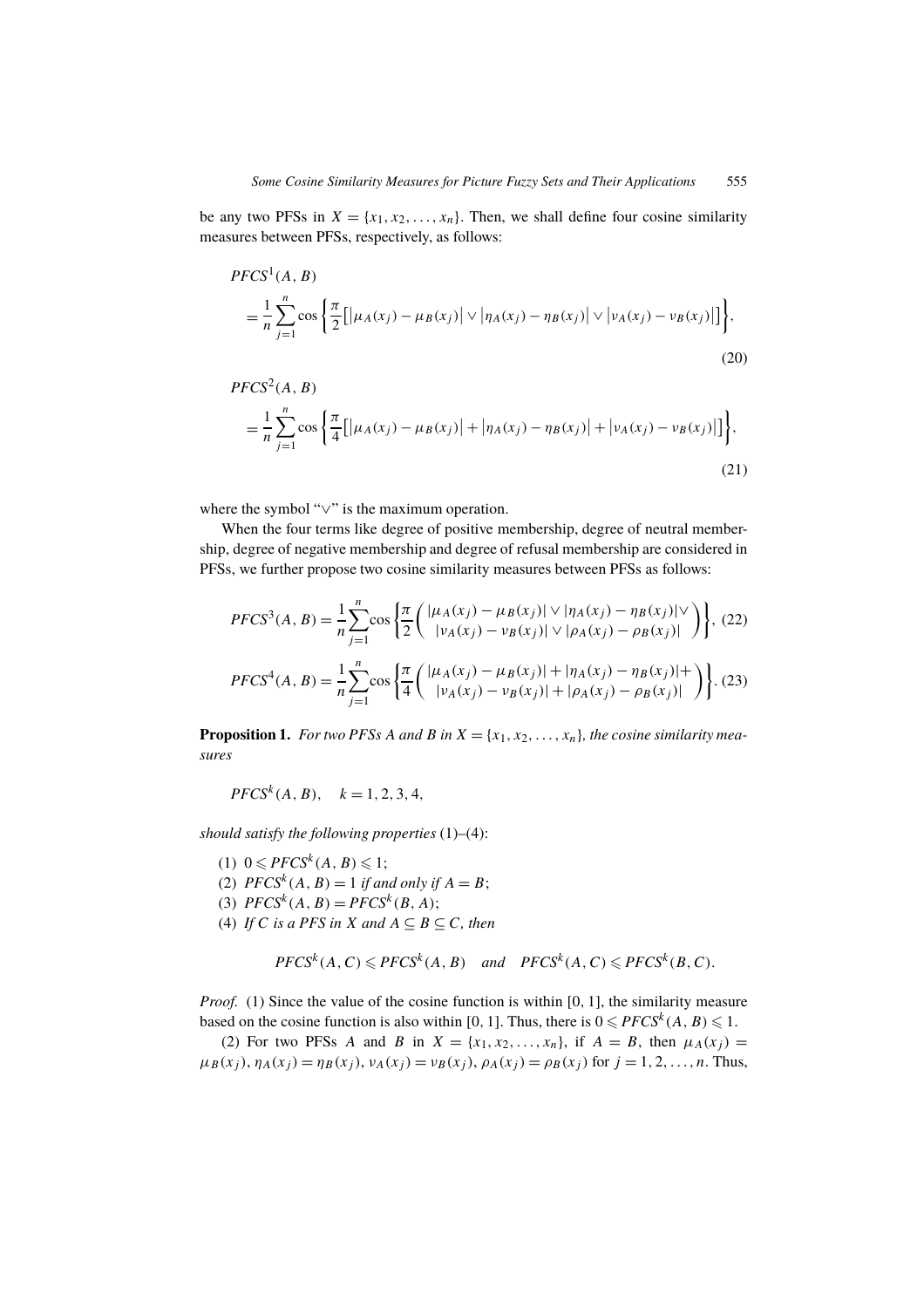be any two PFSs in $X = \{x_1, x_2, \ldots, x_n\}$. Then, we shall define four cosine similarity measures between PFSs, respectively, as follows:

$$PFCS^1(A, B) = \frac{1}{n}\sum_{j=1}^{n}\cos\left\{\frac{\pi}{2}\left[\left|\mu_A(x_j) - \mu_B(x_j)\right| \vee \left|\eta_A(x_j) - \eta_B(x_j)\right| \vee \left|\nu_A(x_j) - \nu_B(x_j)\right|\right]\right\}, \tag{20}$$

$$PFCS^2(A, B) = \frac{1}{n}\sum_{j=1}^{n}\cos\left\{\frac{\pi}{4}\left[\left|\mu_A(x_j) - \mu_B(x_j)\right| + \left|\eta_A(x_j) - \eta_B(x_j)\right| + \left|\nu_A(x_j) - \nu_B(x_j)\right|\right]\right\}, \tag{21}$$

where the symbol "$\vee$" is the maximum operation.

When the four terms like degree of positive membership, degree of neutral membership, degree of negative membership and degree of refusal membership are considered in PFSs, we further propose two cosine similarity measures between PFSs as follows:

$$PFCS^3(A, B) = \frac{1}{n}\sum_{j=1}^{n}\cos\left\{\frac{\pi}{2}\begin{pmatrix} |\mu_A(x_j) - \mu_B(x_j)| \vee |\eta_A(x_j) - \eta_B(x_j)| \vee \\ |\nu_A(x_j) - \nu_B(x_j)| \vee |\rho_A(x_j) - \rho_B(x_j)| \end{pmatrix}\right\}, \tag{22}$$

$$PFCS^4(A, B) = \frac{1}{n}\sum_{j=1}^{n}\cos\left\{\frac{\pi}{4}\begin{pmatrix} |\mu_A(x_j) - \mu_B(x_j)| + |\eta_A(x_j) - \eta_B(x_j)| + \\ |\nu_A(x_j) - \nu_B(x_j)| + |\rho_A(x_j) - \rho_B(x_j)| \end{pmatrix}\right\}. \tag{23}$$

**Proposition 1.** *For two PFSs $A$ and $B$ in $X = \{x_1, x_2, \ldots, x_n\}$, the cosine similarity measures*

$$PFCS^k(A, B), \quad k = 1, 2, 3, 4,$$

*should satisfy the following properties* (1)–(4):

(1) $0 \leqslant PFCS^k(A, B) \leqslant 1$;
(2) $PFCS^k(A, B) = 1$ *if and only if* $A = B$;
(3) $PFCS^k(A, B) = PFCS^k(B, A)$;
(4) *If $C$ is a PFS in $X$ and $A \subseteq B \subseteq C$, then*

$$PFCS^k(A, C) \leqslant PFCS^k(A, B) \quad \text{and} \quad PFCS^k(A, C) \leqslant PFCS^k(B, C).$$

*Proof.* (1) Since the value of the cosine function is within [0, 1], the similarity measure based on the cosine function is also within [0, 1]. Thus, there is $0 \leqslant PFCS^k(A, B) \leqslant 1$.

(2) For two PFSs $A$ and $B$ in $X = \{x_1, x_2, \ldots, x_n\}$, if $A = B$, then $\mu_A(x_j) = \mu_B(x_j)$, $\eta_A(x_j) = \eta_B(x_j)$, $\nu_A(x_j) = \nu_B(x_j)$, $\rho_A(x_j) = \rho_B(x_j)$ for $j = 1, 2, \ldots, n$. Thus,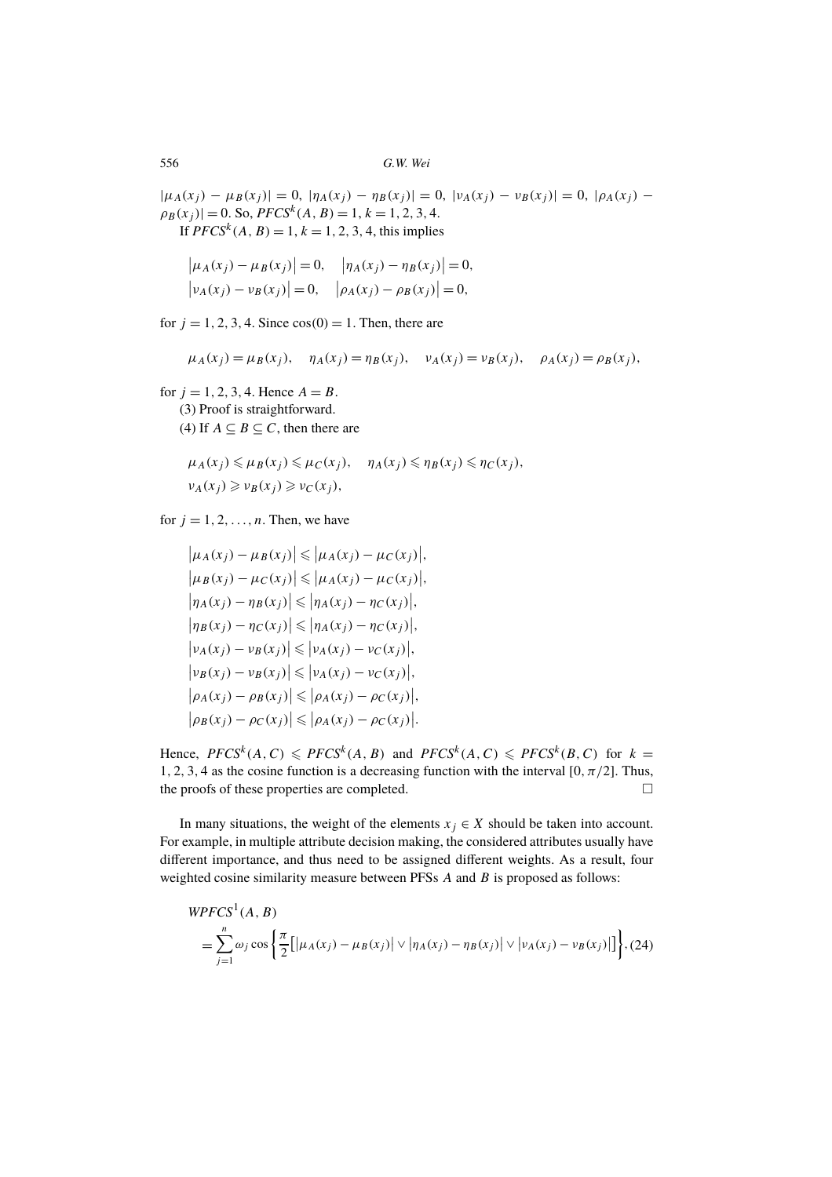$|\mu_A(x_j) - \mu_B(x_j)| = 0$, $|\eta_A(x_j) - \eta_B(x_j)| = 0$, $|\nu_A(x_j) - \nu_B(x_j)| = 0$, $|\rho_A(x_j) - \rho_B(x_j)| = 0$. So, $PFCS^k(A, B) = 1$, $k = 1, 2, 3, 4$.

If $PFCS^k(A, B) = 1$, $k = 1, 2, 3, 4$, this implies

$$\begin{aligned}
&\left|\mu_A(x_j) - \mu_B(x_j)\right| = 0, \quad \left|\eta_A(x_j) - \eta_B(x_j)\right| = 0,\\
&\left|\nu_A(x_j) - \nu_B(x_j)\right| = 0, \quad \left|\rho_A(x_j) - \rho_B(x_j)\right| = 0,
\end{aligned}$$

for $j = 1, 2, 3, 4$. Since $\cos(0) = 1$. Then, there are

$$\mu_A(x_j) = \mu_B(x_j), \quad \eta_A(x_j) = \eta_B(x_j), \quad \nu_A(x_j) = \nu_B(x_j), \quad \rho_A(x_j) = \rho_B(x_j),$$

for $j = 1, 2, 3, 4$. Hence $A = B$.

(3) Proof is straightforward.

(4) If $A \subseteq B \subseteq C$, then there are

$$\begin{aligned}
&\mu_A(x_j) \leqslant \mu_B(x_j) \leqslant \mu_C(x_j), \quad \eta_A(x_j) \leqslant \eta_B(x_j) \leqslant \eta_C(x_j),\\
&\nu_A(x_j) \geqslant \nu_B(x_j) \geqslant \nu_C(x_j),
\end{aligned}$$

for $j = 1, 2, \ldots, n$. Then, we have

$$\begin{aligned}
&\left|\mu_A(x_j) - \mu_B(x_j)\right| \leqslant \left|\mu_A(x_j) - \mu_C(x_j)\right|,\\
&\left|\mu_B(x_j) - \mu_C(x_j)\right| \leqslant \left|\mu_A(x_j) - \mu_C(x_j)\right|,\\
&\left|\eta_A(x_j) - \eta_B(x_j)\right| \leqslant \left|\eta_A(x_j) - \eta_C(x_j)\right|,\\
&\left|\eta_B(x_j) - \eta_C(x_j)\right| \leqslant \left|\eta_A(x_j) - \eta_C(x_j)\right|,\\
&\left|\nu_A(x_j) - \nu_B(x_j)\right| \leqslant \left|\nu_A(x_j) - \nu_C(x_j)\right|,\\
&\left|\nu_B(x_j) - \nu_B(x_j)\right| \leqslant \left|\nu_A(x_j) - \nu_C(x_j)\right|,\\
&\left|\rho_A(x_j) - \rho_B(x_j)\right| \leqslant \left|\rho_A(x_j) - \rho_C(x_j)\right|,\\
&\left|\rho_B(x_j) - \rho_C(x_j)\right| \leqslant \left|\rho_A(x_j) - \rho_C(x_j)\right|.
\end{aligned}$$

Hence, $PFCS^k(A, C) \leqslant PFCS^k(A, B)$ and $PFCS^k(A, C) \leqslant PFCS^k(B, C)$ for $k = 1, 2, 3, 4$ as the cosine function is a decreasing function with the interval $[0, \pi/2]$. Thus, the proofs of these properties are completed. □

In many situations, the weight of the elements $x_j \in X$ should be taken into account. For example, in multiple attribute decision making, the considered attributes usually have different importance, and thus need to be assigned different weights. As a result, four weighted cosine similarity measure between PFSs $A$ and $B$ is proposed as follows:

$$\begin{aligned}
&WPFCS^1(A, B)\\
&\quad = \sum_{j=1}^{n} \omega_j \cos\left\{\frac{\pi}{2}\left[\left|\mu_A(x_j) - \mu_B(x_j)\right| \vee \left|\eta_A(x_j) - \eta_B(x_j)\right| \vee \left|\nu_A(x_j) - \nu_B(x_j)\right|\right]\right\}, \quad (24)
\end{aligned}$$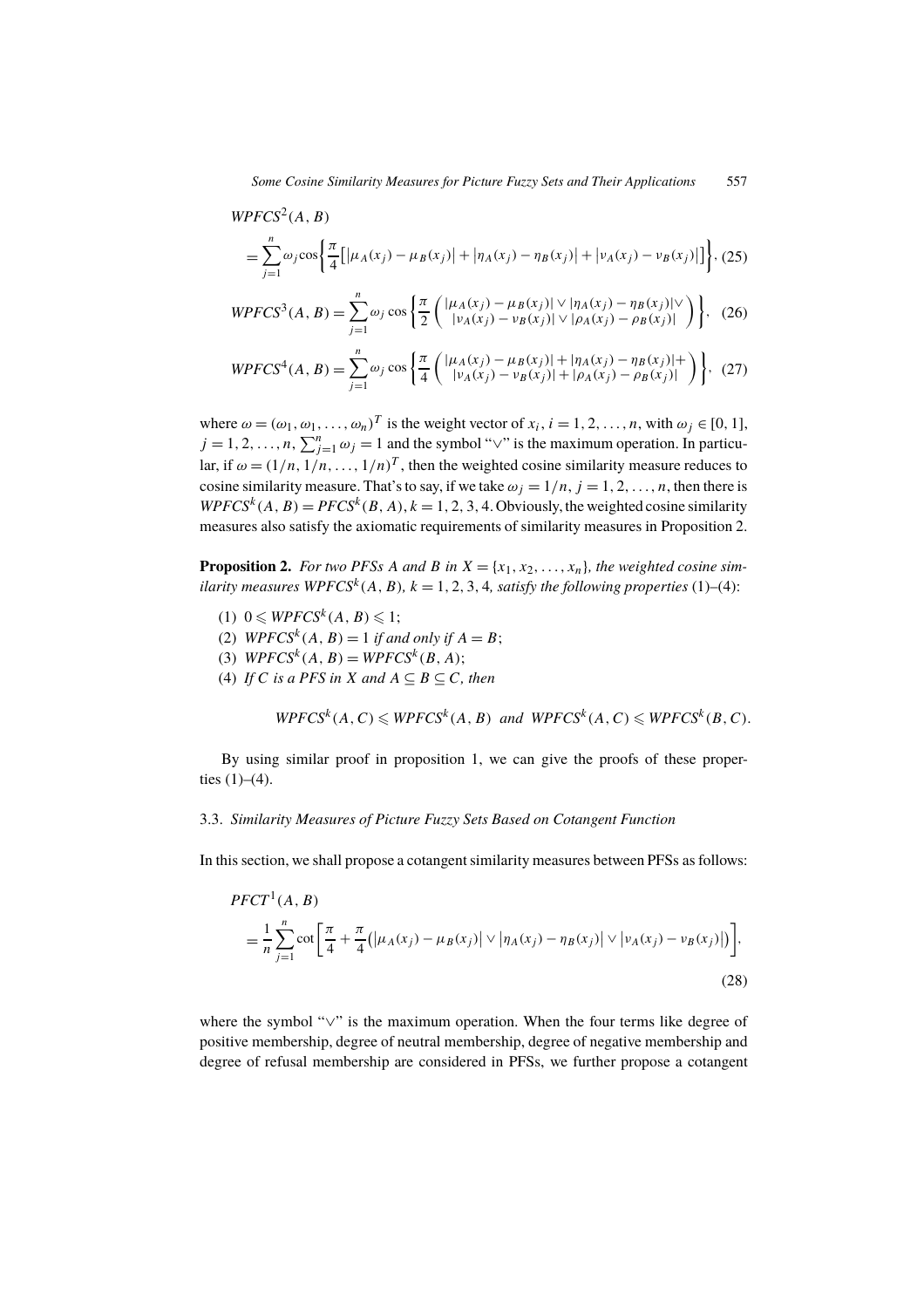$$WPFCS^2(A, B) = \sum_{j=1}^{n} \omega_j \cos\left\{\frac{\pi}{4}\left[\left|\mu_A(x_j) - \mu_B(x_j)\right| + \left|\eta_A(x_j) - \eta_B(x_j)\right| + \left|\nu_A(x_j) - \nu_B(x_j)\right|\right]\right\}, \tag{25}$$

$$WPFCS^3(A, B) = \sum_{j=1}^{n} \omega_j \cos\left\{\frac{\pi}{2}\begin{pmatrix} |\mu_A(x_j) - \mu_B(x_j)| \vee |\eta_A(x_j) - \eta_B(x_j)| \vee \\ |\nu_A(x_j) - \nu_B(x_j)| \vee |\rho_A(x_j) - \rho_B(x_j)| \end{pmatrix}\right\}, \tag{26}$$

$$WPFCS^4(A, B) = \sum_{j=1}^{n} \omega_j \cos\left\{\frac{\pi}{4}\begin{pmatrix} |\mu_A(x_j) - \mu_B(x_j)| + |\eta_A(x_j) - \eta_B(x_j)| + \\ |\nu_A(x_j) - \nu_B(x_j)| + |\rho_A(x_j) - \rho_B(x_j)| \end{pmatrix}\right\}, \tag{27}$$

where $\omega = (\omega_1, \omega_1, \dots, \omega_n)^T$ is the weight vector of $x_i$, $i = 1, 2, \dots, n$, with $\omega_j \in [0, 1]$, $j = 1, 2, \dots, n$, $\sum_{j=1}^{n} \omega_j = 1$ and the symbol "$\vee$" is the maximum operation. In particular, if $\omega = (1/n, 1/n, \dots, 1/n)^T$, then the weighted cosine similarity measure reduces to cosine similarity measure. That's to say, if we take $\omega_j = 1/n$, $j = 1, 2, \dots, n$, then there is $WPFCS^k(A, B) = PFCS^k(B, A)$, $k = 1, 2, 3, 4$. Obviously, the weighted cosine similarity measures also satisfy the axiomatic requirements of similarity measures in Proposition 2.

**Proposition 2.** *For two PFSs A and B in $X = \{x_1, x_2, \dots, x_n\}$, the weighted cosine similarity measures $WPFCS^k(A, B)$, $k = 1, 2, 3, 4$, satisfy the following properties* (1)–(4):

1. $0 \leqslant WPFCS^k(A, B) \leqslant 1$;
2. $WPFCS^k(A, B) = 1$ *if and only if* $A = B$;
3. $WPFCS^k(A, B) = WPFCS^k(B, A)$;
4. *If C is a PFS in X and* $A \subseteq B \subseteq C$, *then*

$$WPFCS^k(A, C) \leqslant WPFCS^k(A, B) \;\; \text{and} \;\; WPFCS^k(A, C) \leqslant WPFCS^k(B, C).$$

By using similar proof in proposition 1, we can give the proofs of these properties (1)–(4).

### 3.3. *Similarity Measures of Picture Fuzzy Sets Based on Cotangent Function*

In this section, we shall propose a cotangent similarity measures between PFSs as follows:

$$PFCT^1(A, B) = \frac{1}{n}\sum_{j=1}^{n} \cot\left[\frac{\pi}{4} + \frac{\pi}{4}\left(\left|\mu_A(x_j) - \mu_B(x_j)\right| \vee \left|\eta_A(x_j) - \eta_B(x_j)\right| \vee \left|\nu_A(x_j) - \nu_B(x_j)\right|\right)\right], \tag{28}$$

where the symbol "$\vee$" is the maximum operation. When the four terms like degree of positive membership, degree of neutral membership, degree of negative membership and degree of refusal membership are considered in PFSs, we further propose a cotangent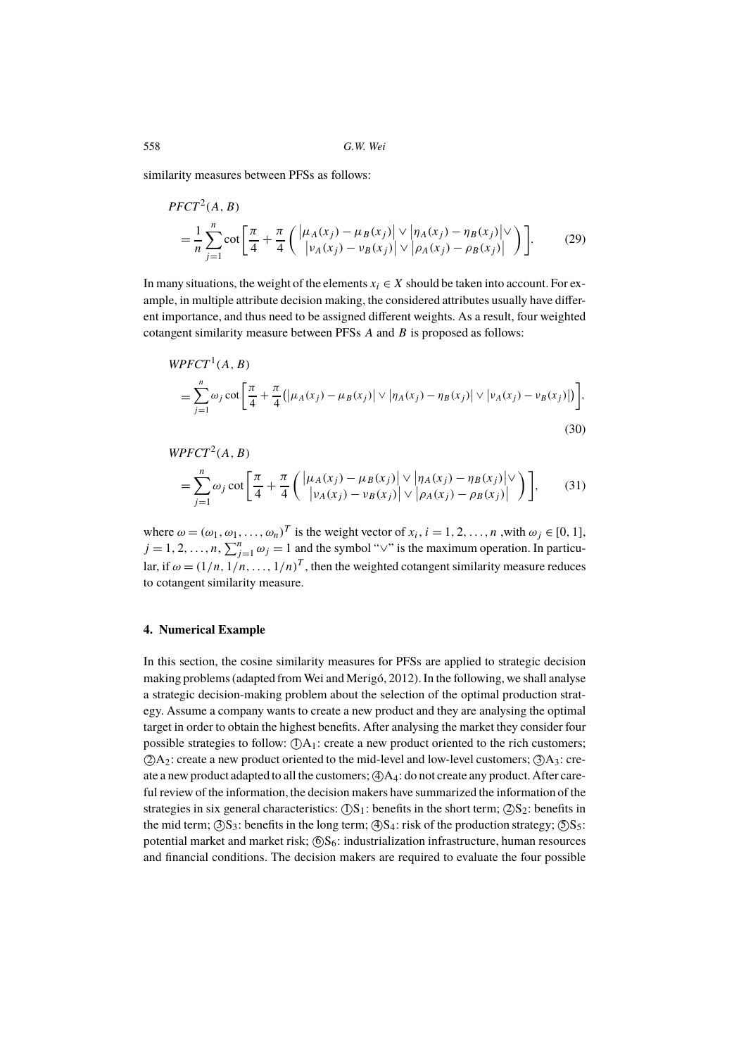similarity measures between PFSs as follows:

$$PFCT^2(A, B) = \frac{1}{n}\sum_{j=1}^{n}\cot\left[\frac{\pi}{4} + \frac{\pi}{4}\begin{pmatrix} \left|\mu_A(x_j) - \mu_B(x_j)\right| \vee \left|\eta_A(x_j) - \eta_B(x_j)\right| \vee \\ \left|\nu_A(x_j) - \nu_B(x_j)\right| \vee \left|\rho_A(x_j) - \rho_B(x_j)\right| \end{pmatrix}\right]. \tag{29}$$

In many situations, the weight of the elements $x_i \in X$ should be taken into account. For example, in multiple attribute decision making, the considered attributes usually have different importance, and thus need to be assigned different weights. As a result, four weighted cotangent similarity measure between PFSs $A$ and $B$ is proposed as follows:

$$WPFCT^1(A, B) = \sum_{j=1}^{n}\omega_j \cot\left[\frac{\pi}{4} + \frac{\pi}{4}\left(\left|\mu_A(x_j) - \mu_B(x_j)\right| \vee \left|\eta_A(x_j) - \eta_B(x_j)\right| \vee \left|\nu_A(x_j) - \nu_B(x_j)\right|\right)\right], \tag{30}$$

$$WPFCT^2(A, B) = \sum_{j=1}^{n}\omega_j \cot\left[\frac{\pi}{4} + \frac{\pi}{4}\begin{pmatrix} \left|\mu_A(x_j) - \mu_B(x_j)\right| \vee \left|\eta_A(x_j) - \eta_B(x_j)\right| \vee \\ \left|\nu_A(x_j) - \nu_B(x_j)\right| \vee \left|\rho_A(x_j) - \rho_B(x_j)\right| \end{pmatrix}\right], \tag{31}$$

where $\omega = (\omega_1, \omega_1, \ldots, \omega_n)^T$ is the weight vector of $x_i$, $i = 1, 2, \ldots, n$ ,with $\omega_j \in [0, 1]$, $j = 1, 2, \ldots, n$, $\sum_{j=1}^{n}\omega_j = 1$ and the symbol "$\vee$" is the maximum operation. In particular, if $\omega = (1/n, 1/n, \ldots, 1/n)^T$, then the weighted cotangent similarity measure reduces to cotangent similarity measure.

## 4. Numerical Example

In this section, the cosine similarity measures for PFSs are applied to strategic decision making problems (adapted from Wei and Merigó, 2012). In the following, we shall analyse a strategic decision-making problem about the selection of the optimal production strategy. Assume a company wants to create a new product and they are analysing the optimal target in order to obtain the highest benefits. After analysing the market they consider four possible strategies to follow: ①$A_1$: create a new product oriented to the rich customers; ②$A_2$: create a new product oriented to the mid-level and low-level customers; ③$A_3$: create a new product adapted to all the customers; ④$A_4$: do not create any product. After careful review of the information, the decision makers have summarized the information of the strategies in six general characteristics: ①$S_1$: benefits in the short term; ②$S_2$: benefits in the mid term; ③$S_3$: benefits in the long term; ④$S_4$: risk of the production strategy; ⑤$S_5$: potential market and market risk; ⑥$S_6$: industrialization infrastructure, human resources and financial conditions. The decision makers are required to evaluate the four possible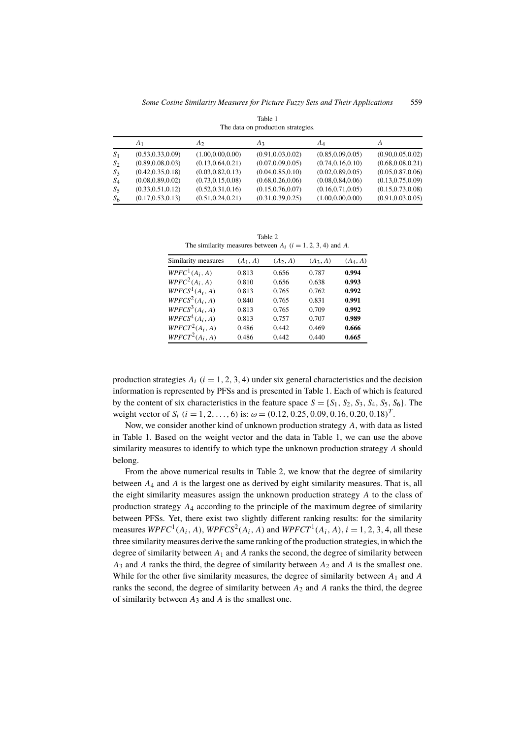Table 1
The data on production strategies.

| | $A_1$ | $A_2$ | $A_3$ | $A_4$ | $A$ |
|---|---|---|---|---|---|
| $S_1$ | (0.53,0.33,0.09) | (1.00,0.00,0.00) | (0.91,0.03,0.02) | (0.85,0.09,0.05) | (0.90,0.05,0.02) |
| $S_2$ | (0.89,0.08,0.03) | (0.13,0.64,0.21) | (0.07,0.09,0.05) | (0.74,0.16,0.10) | (0.68,0.08,0.21) |
| $S_3$ | (0.42,0.35,0.18) | (0.03,0.82,0.13) | (0.04,0.85,0.10) | (0.02,0.89,0.05) | (0.05,0.87,0.06) |
| $S_4$ | (0.08,0.89,0.02) | (0.73,0.15,0.08) | (0.68,0.26,0.06) | (0.08,0.84,0.06) | (0.13,0.75,0.09) |
| $S_5$ | (0.33,0.51,0.12) | (0.52,0.31,0.16) | (0.15,0.76,0.07) | (0.16,0.71,0.05) | (0.15,0.73,0.08) |
| $S_6$ | (0.17,0.53,0.13) | (0.51,0.24,0.21) | (0.31,0.39,0.25) | (1.00,0.00,0.00) | (0.91,0.03,0.05) |

Table 2
The similarity measures between $A_i$ $(i = 1, 2, 3, 4)$ and $A$.

| Similarity measures | $(A_1, A)$ | $(A_2, A)$ | $(A_3, A)$ | $(A_4, A)$ |
|---|---|---|---|---|
| $WPFC^1(A_i, A)$ | 0.813 | 0.656 | 0.787 | **0.994** |
| $WPFC^2(A_i, A)$ | 0.810 | 0.656 | 0.638 | **0.993** |
| $WPFCS^1(A_i, A)$ | 0.813 | 0.765 | 0.762 | **0.992** |
| $WPFCS^2(A_i, A)$ | 0.840 | 0.765 | 0.831 | **0.991** |
| $WPFCS^3(A_i, A)$ | 0.813 | 0.765 | 0.709 | **0.992** |
| $WPFCS^4(A_i, A)$ | 0.813 | 0.757 | 0.707 | **0.989** |
| $WPFCT^2(A_i, A)$ | 0.486 | 0.442 | 0.469 | **0.666** |
| $WPFCT^2(A_i, A)$ | 0.486 | 0.442 | 0.440 | **0.665** |

production strategies $A_i$ $(i = 1, 2, 3, 4)$ under six general characteristics and the decision information is represented by PFSs and is presented in Table 1. Each of which is featured by the content of six characteristics in the feature space $S = \{S_1, S_2, S_3, S_4, S_5, S_6\}$. The weight vector of $S_i$ $(i = 1, 2, \dots, 6)$ is: $\omega = (0.12, 0.25, 0.09, 0.16, 0.20, 0.18)^T$.

Now, we consider another kind of unknown production strategy $A$, with data as listed in Table 1. Based on the weight vector and the data in Table 1, we can use the above similarity measures to identify to which type the unknown production strategy $A$ should belong.

From the above numerical results in Table 2, we know that the degree of similarity between $A_4$ and $A$ is the largest one as derived by eight similarity measures. That is, all the eight similarity measures assign the unknown production strategy $A$ to the class of production strategy $A_4$ according to the principle of the maximum degree of similarity between PFSs. Yet, there exist two slightly different ranking results: for the similarity measures $WPFC^1(A_i, A)$, $WPFCS^2(A_i, A)$ and $WPFCT^1(A_i, A)$, $i = 1, 2, 3, 4$, all these three similarity measures derive the same ranking of the production strategies, in which the degree of similarity between $A_1$ and $A$ ranks the second, the degree of similarity between $A_3$ and $A$ ranks the third, the degree of similarity between $A_2$ and $A$ is the smallest one. While for the other five similarity measures, the degree of similarity between $A_1$ and $A$ ranks the second, the degree of similarity between $A_2$ and $A$ ranks the third, the degree of similarity between $A_3$ and $A$ is the smallest one.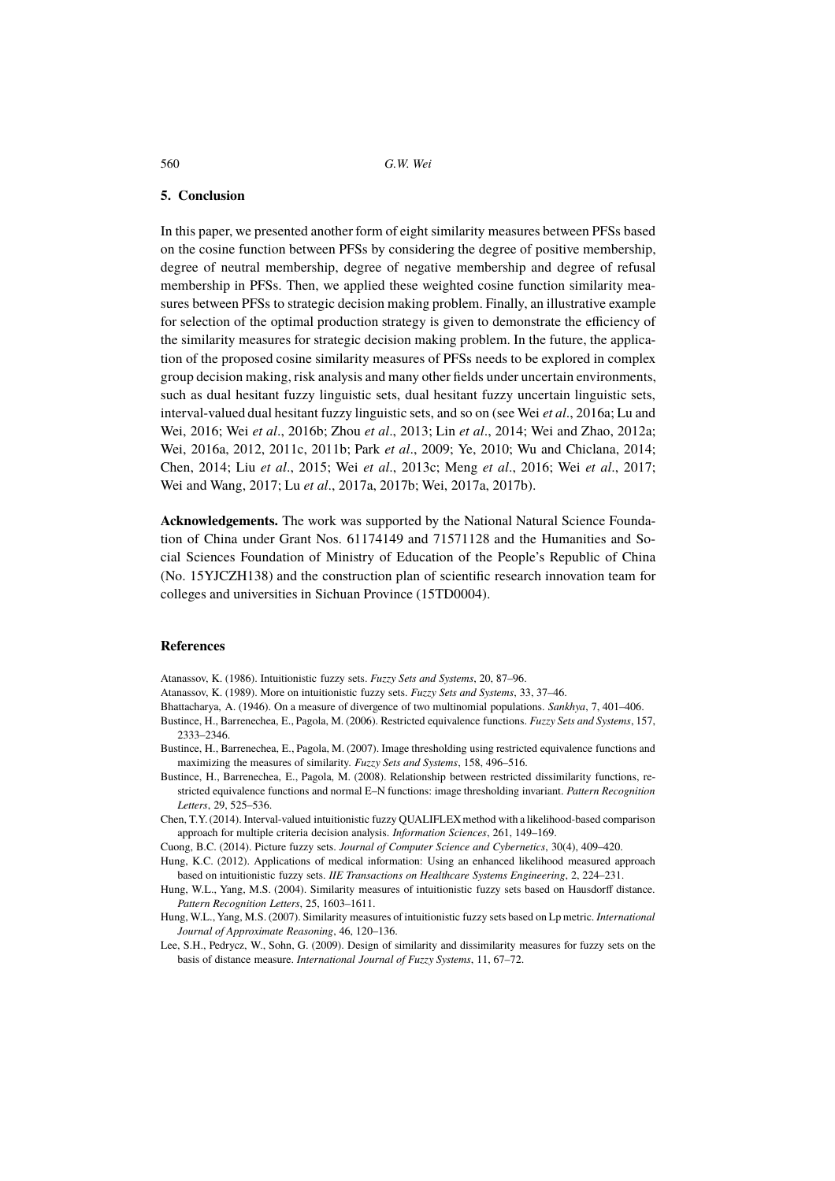## 5. Conclusion

In this paper, we presented another form of eight similarity measures between PFSs based on the cosine function between PFSs by considering the degree of positive membership, degree of neutral membership, degree of negative membership and degree of refusal membership in PFSs. Then, we applied these weighted cosine function similarity measures between PFSs to strategic decision making problem. Finally, an illustrative example for selection of the optimal production strategy is given to demonstrate the efficiency of the similarity measures for strategic decision making problem. In the future, the application of the proposed cosine similarity measures of PFSs needs to be explored in complex group decision making, risk analysis and many other fields under uncertain environments, such as dual hesitant fuzzy linguistic sets, dual hesitant fuzzy uncertain linguistic sets, interval-valued dual hesitant fuzzy linguistic sets, and so on (see Wei *et al*., 2016a; Lu and Wei, 2016; Wei *et al*., 2016b; Zhou *et al*., 2013; Lin *et al*., 2014; Wei and Zhao, 2012a; Wei, 2016a, 2012, 2011c, 2011b; Park *et al*., 2009; Ye, 2010; Wu and Chiclana, 2014; Chen, 2014; Liu *et al*., 2015; Wei *et al*., 2013c; Meng *et al*., 2016; Wei *et al*., 2017; Wei and Wang, 2017; Lu *et al*., 2017a, 2017b; Wei, 2017a, 2017b).

**Acknowledgements.** The work was supported by the National Natural Science Foundation of China under Grant Nos. 61174149 and 71571128 and the Humanities and Social Sciences Foundation of Ministry of Education of the People's Republic of China (No. 15YJCZH138) and the construction plan of scientific research innovation team for colleges and universities in Sichuan Province (15TD0004).

## References

Atanassov, K. (1986). Intuitionistic fuzzy sets. *Fuzzy Sets and Systems*, 20, 87–96.

Atanassov, K. (1989). More on intuitionistic fuzzy sets. *Fuzzy Sets and Systems*, 33, 37–46.

Bhattacharya, A. (1946). On a measure of divergence of two multinomial populations. *Sankhya*, 7, 401–406.

Bustince, H., Barrenechea, E., Pagola, M. (2006). Restricted equivalence functions. *Fuzzy Sets and Systems*, 157, 2333–2346.

Bustince, H., Barrenechea, E., Pagola, M. (2007). Image thresholding using restricted equivalence functions and maximizing the measures of similarity. *Fuzzy Sets and Systems*, 158, 496–516.

Bustince, H., Barrenechea, E., Pagola, M. (2008). Relationship between restricted dissimilarity functions, restricted equivalence functions and normal E–N functions: image thresholding invariant. *Pattern Recognition Letters*, 29, 525–536.

Chen, T.Y. (2014). Interval-valued intuitionistic fuzzy QUALIFLEX method with a likelihood-based comparison approach for multiple criteria decision analysis. *Information Sciences*, 261, 149–169.

Cuong, B.C. (2014). Picture fuzzy sets. *Journal of Computer Science and Cybernetics*, 30(4), 409–420.

Hung, K.C. (2012). Applications of medical information: Using an enhanced likelihood measured approach based on intuitionistic fuzzy sets. *IIE Transactions on Healthcare Systems Engineering*, 2, 224–231.

Hung, W.L., Yang, M.S. (2004). Similarity measures of intuitionistic fuzzy sets based on Hausdorff distance. *Pattern Recognition Letters*, 25, 1603–1611.

Hung, W.L., Yang, M.S. (2007). Similarity measures of intuitionistic fuzzy sets based on Lp metric. *International Journal of Approximate Reasoning*, 46, 120–136.

Lee, S.H., Pedrycz, W., Sohn, G. (2009). Design of similarity and dissimilarity measures for fuzzy sets on the basis of distance measure. *International Journal of Fuzzy Systems*, 11, 67–72.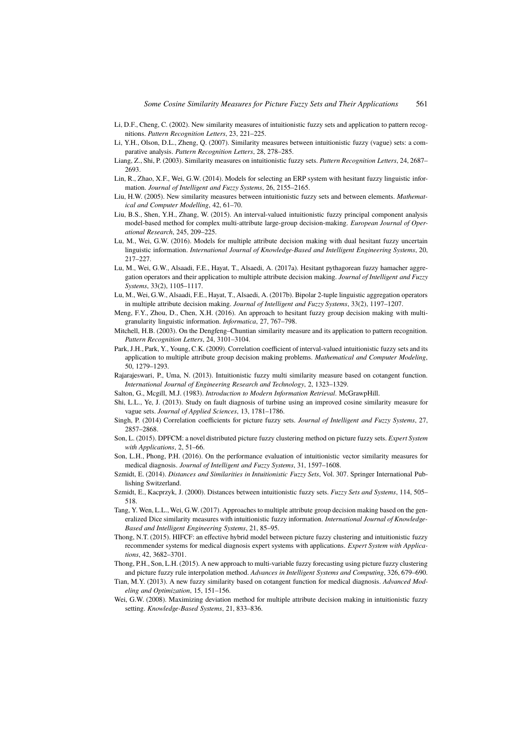Li, D.F., Cheng, C. (2002). New similarity measures of intuitionistic fuzzy sets and application to pattern recognitions. *Pattern Recognition Letters*, 23, 221–225.

Li, Y.H., Olson, D.L., Zheng, Q. (2007). Similarity measures between intuitionistic fuzzy (vague) sets: a comparative analysis. *Pattern Recognition Letters*, 28, 278–285.

Liang, Z., Shi, P. (2003). Similarity measures on intuitionistic fuzzy sets. *Pattern Recognition Letters*, 24, 2687–2693.

Lin, R., Zhao, X.F., Wei, G.W. (2014). Models for selecting an ERP system with hesitant fuzzy linguistic information. *Journal of Intelligent and Fuzzy Systems*, 26, 2155–2165.

Liu, H.W. (2005). New similarity measures between intuitionistic fuzzy sets and between elements. *Mathematical and Computer Modelling*, 42, 61–70.

Liu, B.S., Shen, Y.H., Zhang, W. (2015). An interval-valued intuitionistic fuzzy principal component analysis model-based method for complex multi-attribute large-group decision-making. *European Journal of Operational Research*, 245, 209–225.

Lu, M., Wei, G.W. (2016). Models for multiple attribute decision making with dual hesitant fuzzy uncertain linguistic information. *International Journal of Knowledge-Based and Intelligent Engineering Systems*, 20, 217–227.

Lu, M., Wei, G.W., Alsaadi, F.E., Hayat, T., Alsaedi, A. (2017a). Hesitant pythagorean fuzzy hamacher aggregation operators and their application to multiple attribute decision making. *Journal of Intelligent and Fuzzy Systems*, 33(2), 1105–1117.

Lu, M., Wei, G.W., Alsaadi, F.E., Hayat, T., Alsaedi, A. (2017b). Bipolar 2-tuple linguistic aggregation operators in multiple attribute decision making. *Journal of Intelligent and Fuzzy Systems*, 33(2), 1197–1207.

Meng, F.Y., Zhou, D., Chen, X.H. (2016). An approach to hesitant fuzzy group decision making with multi-granularity linguistic information. *Informatica*, 27, 767–798.

Mitchell, H.B. (2003). On the Dengfeng–Chuntian similarity measure and its application to pattern recognition. *Pattern Recognition Letters*, 24, 3101–3104.

Park, J.H., Park, Y., Young, C.K. (2009). Correlation coefficient of interval-valued intuitionistic fuzzy sets and its application to multiple attribute group decision making problems. *Mathematical and Computer Modeling*, 50, 1279–1293.

Rajarajeswari, P., Uma, N. (2013). Intuitionistic fuzzy multi similarity measure based on cotangent function. *International Journal of Engineering Research and Technology*, 2, 1323–1329.

Salton, G., Mcgill, M.J. (1983). *Introduction to Modern Information Retrieval*. McGrawpHill.

Shi, L.L., Ye, J. (2013). Study on fault diagnosis of turbine using an improved cosine similarity measure for vague sets. *Journal of Applied Sciences*, 13, 1781–1786.

Singh, P. (2014) Correlation coefficients for picture fuzzy sets. *Journal of Intelligent and Fuzzy Systems*, 27, 2857–2868.

Son, L. (2015). DPFCM: a novel distributed picture fuzzy clustering method on picture fuzzy sets. *Expert System with Applications*, 2, 51–66.

Son, L.H., Phong, P.H. (2016). On the performance evaluation of intuitionistic vector similarity measures for medical diagnosis. *Journal of Intelligent and Fuzzy Systems*, 31, 1597–1608.

Szmidt, E. (2014). *Distances and Similarities in Intuitionistic Fuzzy Sets*, Vol. 307. Springer International Publishing Switzerland.

Szmidt, E., Kacprzyk, J. (2000). Distances between intuitionistic fuzzy sets. *Fuzzy Sets and Systems*, 114, 505–518.

Tang, Y. Wen, L.L., Wei, G.W. (2017). Approaches to multiple attribute group decision making based on the generalized Dice similarity measures with intuitionistic fuzzy information. *International Journal of Knowledge-Based and Intelligent Engineering Systems*, 21, 85–95.

Thong, N.T. (2015). HIFCF: an effective hybrid model between picture fuzzy clustering and intuitionistic fuzzy recommender systems for medical diagnosis expert systems with applications. *Expert System with Applications*, 42, 3682–3701.

Thong, P.H., Son, L.H. (2015). A new approach to multi-variable fuzzy forecasting using picture fuzzy clustering and picture fuzzy rule interpolation method. *Advances in Intelligent Systems and Computing*, 326, 679–690.

Tian, M.Y. (2013). A new fuzzy similarity based on cotangent function for medical diagnosis. *Advanced Modeling and Optimization*, 15, 151–156.

Wei, G.W. (2008). Maximizing deviation method for multiple attribute decision making in intuitionistic fuzzy setting. *Knowledge-Based Systems*, 21, 833–836.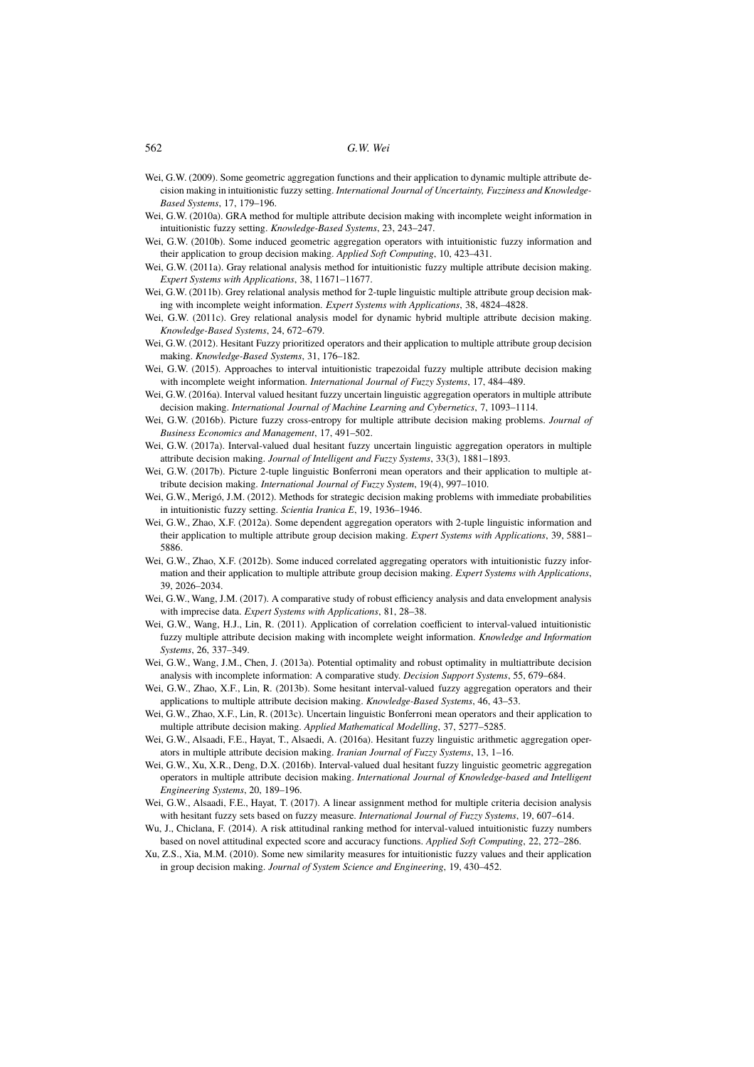Wei, G.W. (2009). Some geometric aggregation functions and their application to dynamic multiple attribute decision making in intuitionistic fuzzy setting. *International Journal of Uncertainty, Fuzziness and Knowledge-Based Systems*, 17, 179–196.

Wei, G.W. (2010a). GRA method for multiple attribute decision making with incomplete weight information in intuitionistic fuzzy setting. *Knowledge-Based Systems*, 23, 243–247.

Wei, G.W. (2010b). Some induced geometric aggregation operators with intuitionistic fuzzy information and their application to group decision making. *Applied Soft Computing*, 10, 423–431.

Wei, G.W. (2011a). Gray relational analysis method for intuitionistic fuzzy multiple attribute decision making. *Expert Systems with Applications*, 38, 11671–11677.

Wei, G.W. (2011b). Grey relational analysis method for 2-tuple linguistic multiple attribute group decision making with incomplete weight information. *Expert Systems with Applications*, 38, 4824–4828.

Wei, G.W. (2011c). Grey relational analysis model for dynamic hybrid multiple attribute decision making. *Knowledge-Based Systems*, 24, 672–679.

Wei, G.W. (2012). Hesitant Fuzzy prioritized operators and their application to multiple attribute group decision making. *Knowledge-Based Systems*, 31, 176–182.

Wei, G.W. (2015). Approaches to interval intuitionistic trapezoidal fuzzy multiple attribute decision making with incomplete weight information. *International Journal of Fuzzy Systems*, 17, 484–489.

Wei, G.W. (2016a). Interval valued hesitant fuzzy uncertain linguistic aggregation operators in multiple attribute decision making. *International Journal of Machine Learning and Cybernetics*, 7, 1093–1114.

Wei, G.W. (2016b). Picture fuzzy cross-entropy for multiple attribute decision making problems. *Journal of Business Economics and Management*, 17, 491–502.

Wei, G.W. (2017a). Interval-valued dual hesitant fuzzy uncertain linguistic aggregation operators in multiple attribute decision making. *Journal of Intelligent and Fuzzy Systems*, 33(3), 1881–1893.

Wei, G.W. (2017b). Picture 2-tuple linguistic Bonferroni mean operators and their application to multiple attribute decision making. *International Journal of Fuzzy System*, 19(4), 997–1010.

Wei, G.W., Merigó, J.M. (2012). Methods for strategic decision making problems with immediate probabilities in intuitionistic fuzzy setting. *Scientia Iranica E*, 19, 1936–1946.

Wei, G.W., Zhao, X.F. (2012a). Some dependent aggregation operators with 2-tuple linguistic information and their application to multiple attribute group decision making. *Expert Systems with Applications*, 39, 5881–5886.

Wei, G.W., Zhao, X.F. (2012b). Some induced correlated aggregating operators with intuitionistic fuzzy information and their application to multiple attribute group decision making. *Expert Systems with Applications*, 39, 2026–2034.

Wei, G.W., Wang, J.M. (2017). A comparative study of robust efficiency analysis and data envelopment analysis with imprecise data. *Expert Systems with Applications*, 81, 28–38.

Wei, G.W., Wang, H.J., Lin, R. (2011). Application of correlation coefficient to interval-valued intuitionistic fuzzy multiple attribute decision making with incomplete weight information. *Knowledge and Information Systems*, 26, 337–349.

Wei, G.W., Wang, J.M., Chen, J. (2013a). Potential optimality and robust optimality in multiattribute decision analysis with incomplete information: A comparative study. *Decision Support Systems*, 55, 679–684.

Wei, G.W., Zhao, X.F., Lin, R. (2013b). Some hesitant interval-valued fuzzy aggregation operators and their applications to multiple attribute decision making. *Knowledge-Based Systems*, 46, 43–53.

Wei, G.W., Zhao, X.F., Lin, R. (2013c). Uncertain linguistic Bonferroni mean operators and their application to multiple attribute decision making. *Applied Mathematical Modelling*, 37, 5277–5285.

Wei, G.W., Alsaadi, F.E., Hayat, T., Alsaedi, A. (2016a). Hesitant fuzzy linguistic arithmetic aggregation operators in multiple attribute decision making. *Iranian Journal of Fuzzy Systems*, 13, 1–16.

Wei, G.W., Xu, X.R., Deng, D.X. (2016b). Interval-valued dual hesitant fuzzy linguistic geometric aggregation operators in multiple attribute decision making. *International Journal of Knowledge-based and Intelligent Engineering Systems*, 20, 189–196.

Wei, G.W., Alsaadi, F.E., Hayat, T. (2017). A linear assignment method for multiple criteria decision analysis with hesitant fuzzy sets based on fuzzy measure. *International Journal of Fuzzy Systems*, 19, 607–614.

Wu, J., Chiclana, F. (2014). A risk attitudinal ranking method for interval-valued intuitionistic fuzzy numbers based on novel attitudinal expected score and accuracy functions. *Applied Soft Computing*, 22, 272–286.

Xu, Z.S., Xia, M.M. (2010). Some new similarity measures for intuitionistic fuzzy values and their application in group decision making. *Journal of System Science and Engineering*, 19, 430–452.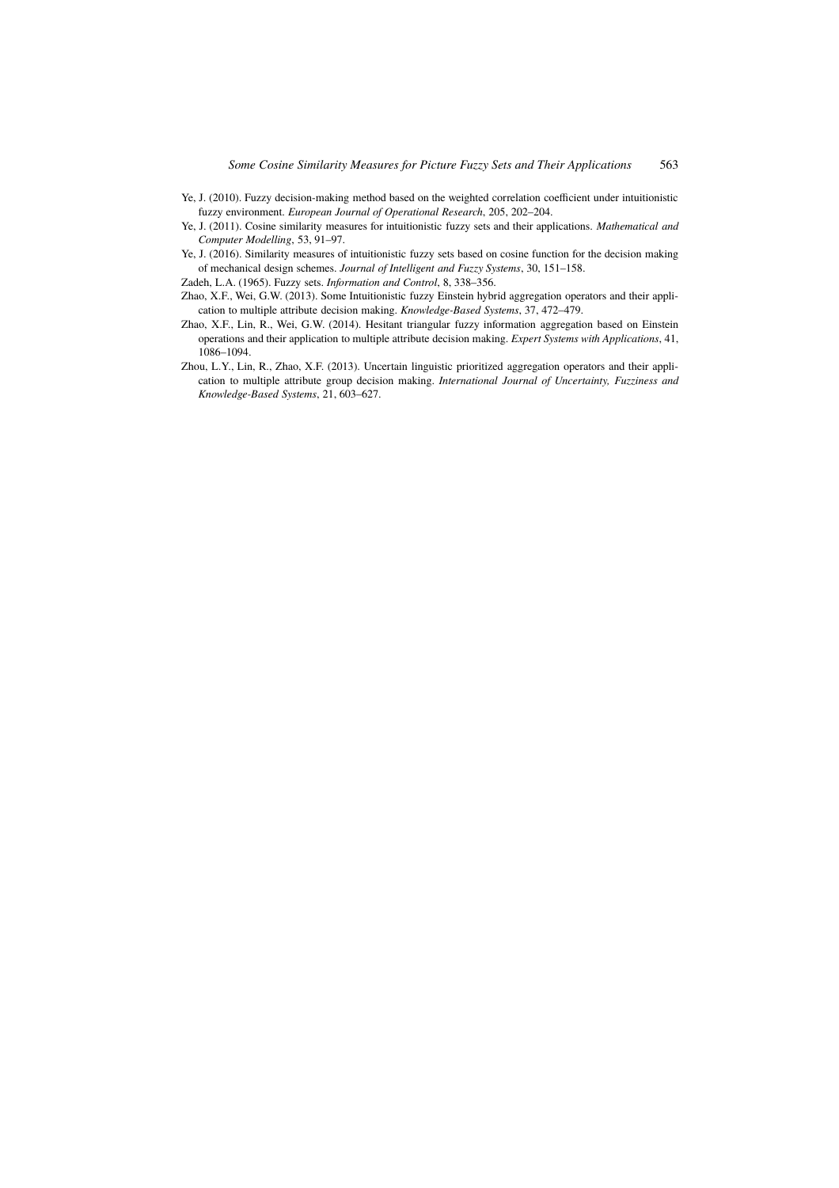Ye, J. (2010). Fuzzy decision-making method based on the weighted correlation coefficient under intuitionistic fuzzy environment. *European Journal of Operational Research*, 205, 202–204.

Ye, J. (2011). Cosine similarity measures for intuitionistic fuzzy sets and their applications. *Mathematical and Computer Modelling*, 53, 91–97.

Ye, J. (2016). Similarity measures of intuitionistic fuzzy sets based on cosine function for the decision making of mechanical design schemes. *Journal of Intelligent and Fuzzy Systems*, 30, 151–158.

Zadeh, L.A. (1965). Fuzzy sets. *Information and Control*, 8, 338–356.

Zhao, X.F., Wei, G.W. (2013). Some Intuitionistic fuzzy Einstein hybrid aggregation operators and their application to multiple attribute decision making. *Knowledge-Based Systems*, 37, 472–479.

Zhao, X.F., Lin, R., Wei, G.W. (2014). Hesitant triangular fuzzy information aggregation based on Einstein operations and their application to multiple attribute decision making. *Expert Systems with Applications*, 41, 1086–1094.

Zhou, L.Y., Lin, R., Zhao, X.F. (2013). Uncertain linguistic prioritized aggregation operators and their application to multiple attribute group decision making. *International Journal of Uncertainty, Fuzziness and Knowledge-Based Systems*, 21, 603–627.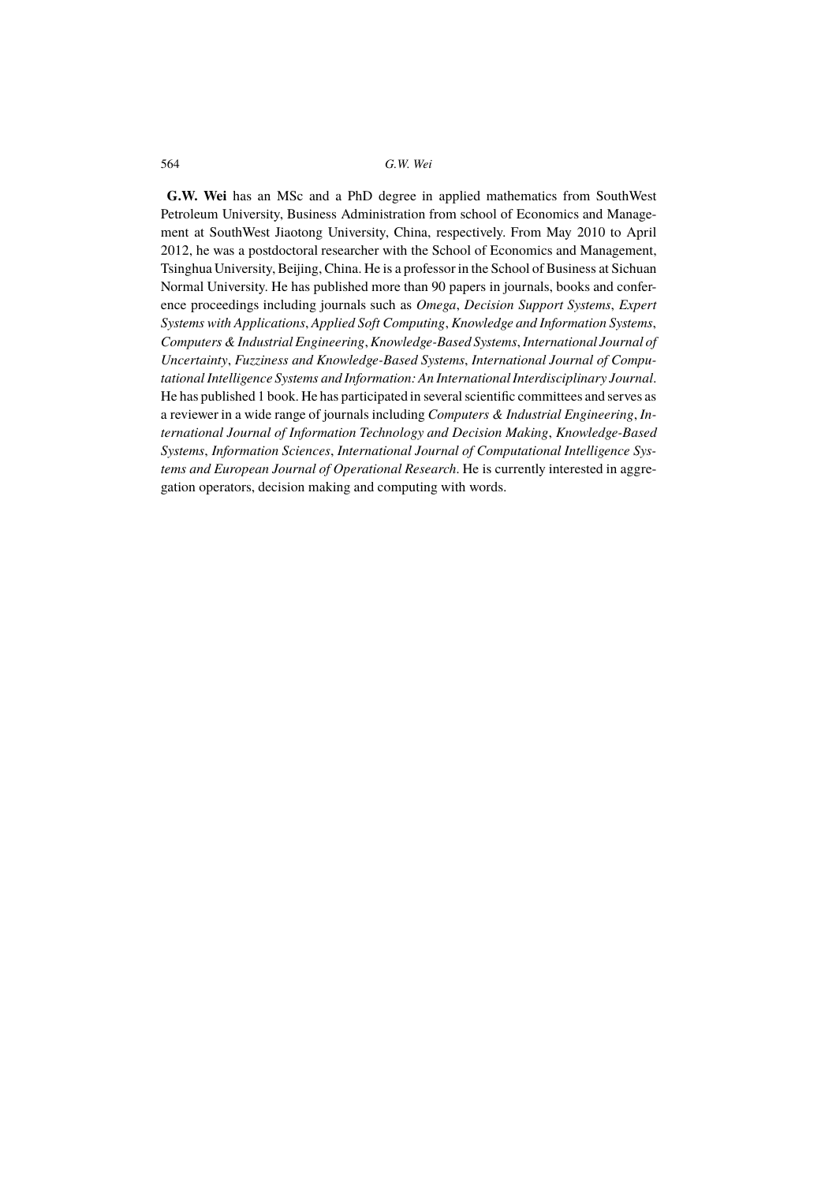**G.W. Wei** has an MSc and a PhD degree in applied mathematics from SouthWest Petroleum University, Business Administration from school of Economics and Management at SouthWest Jiaotong University, China, respectively. From May 2010 to April 2012, he was a postdoctoral researcher with the School of Economics and Management, Tsinghua University, Beijing, China. He is a professor in the School of Business at Sichuan Normal University. He has published more than 90 papers in journals, books and conference proceedings including journals such as *Omega*, *Decision Support Systems*, *Expert Systems with Applications*, *Applied Soft Computing*, *Knowledge and Information Systems*, *Computers & Industrial Engineering*, *Knowledge-Based Systems*, *International Journal of Uncertainty*, *Fuzziness and Knowledge-Based Systems*, *International Journal of Computational Intelligence Systems and Information: An International Interdisciplinary Journal*. He has published 1 book. He has participated in several scientific committees and serves as a reviewer in a wide range of journals including *Computers & Industrial Engineering*, *International Journal of Information Technology and Decision Making*, *Knowledge-Based Systems*, *Information Sciences*, *International Journal of Computational Intelligence Systems and European Journal of Operational Research*. He is currently interested in aggregation operators, decision making and computing with words.